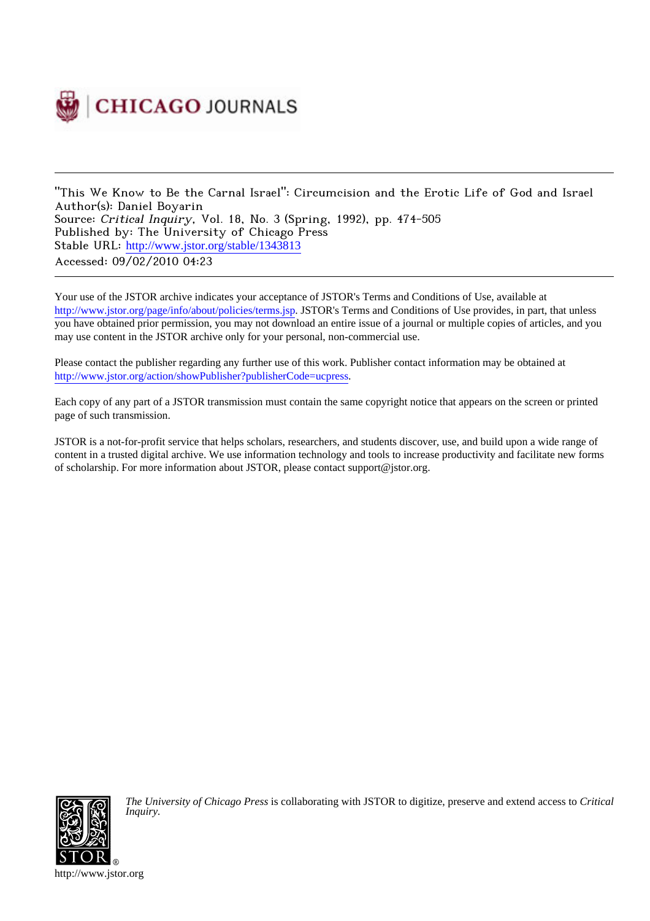CHICAGO JOURNALS

"This We Know to Be the Carnal Israel": Circumcision and the Erotic Life of God and Israel
Author(s): Daniel Boyarin
Source: *Critical Inquiry*, Vol. 18, No. 3 (Spring, 1992), pp. 474-505
Published by: The University of Chicago Press
Stable URL: http://www.jstor.org/stable/1343813
Accessed: 09/02/2010 04:23

Your use of the JSTOR archive indicates your acceptance of JSTOR's Terms and Conditions of Use, available at http://www.jstor.org/page/info/about/policies/terms.jsp. JSTOR's Terms and Conditions of Use provides, in part, that unless you have obtained prior permission, you may not download an entire issue of a journal or multiple copies of articles, and you may use content in the JSTOR archive only for your personal, non-commercial use.

Please contact the publisher regarding any further use of this work. Publisher contact information may be obtained at http://www.jstor.org/action/showPublisher?publisherCode=ucpress.

Each copy of any part of a JSTOR transmission must contain the same copyright notice that appears on the screen or printed page of such transmission.

JSTOR is a not-for-profit service that helps scholars, researchers, and students discover, use, and build upon a wide range of content in a trusted digital archive. We use information technology and tools to increase productivity and facilitate new forms of scholarship. For more information about JSTOR, please contact support@jstor.org.

*The University of Chicago Press* is collaborating with JSTOR to digitize, preserve and extend access to *Critical Inquiry.*

http://www.jstor.org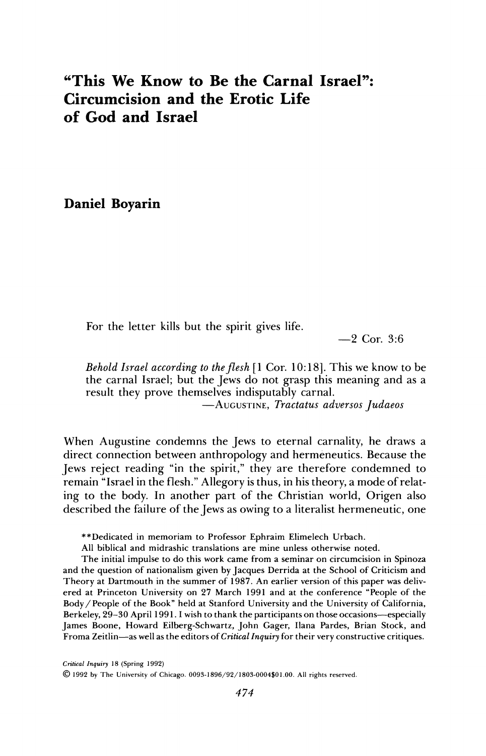# "This We Know to Be the Carnal Israel": Circumcision and the Erotic Life of God and Israel

**Daniel Boyarin**

> For the letter kills but the spirit gives life.
>
> —2 Cor. 3:6

> *Behold Israel according to the flesh* [1 Cor. 10:18]. This we know to be the carnal Israel; but the Jews do not grasp this meaning and as a result they prove themselves indisputably carnal.
>
> —AUGUSTINE, *Tractatus adversos Judaeos*

When Augustine condemns the Jews to eternal carnality, he draws a direct connection between anthropology and hermeneutics. Because the Jews reject reading "in the spirit," they are therefore condemned to remain "Israel in the flesh." Allegory is thus, in his theory, a mode of relating to the body. In another part of the Christian world, Origen also described the failure of the Jews as owing to a literalist hermeneutic, one

**Dedicated in memoriam to Professor Ephraim Elimelech Urbach.

All biblical and midrashic translations are mine unless otherwise noted.

The initial impulse to do this work came from a seminar on circumcision in Spinoza and the question of nationalism given by Jacques Derrida at the School of Criticism and Theory at Dartmouth in the summer of 1987. An earlier version of this paper was delivered at Princeton University on 27 March 1991 and at the conference "People of the Body / People of the Book" held at Stanford University and the University of California, Berkeley, 29–30 April 1991. I wish to thank the participants on those occasions—especially James Boone, Howard Eilberg-Schwartz, John Gager, Ilana Pardes, Brian Stock, and Froma Zeitlin—as well as the editors of *Critical Inquiry* for their very constructive critiques.

*Critical Inquiry* 18 (Spring 1992)

© 1992 by The University of Chicago. 0093-1896/92/1803-0004$01.00. All rights reserved.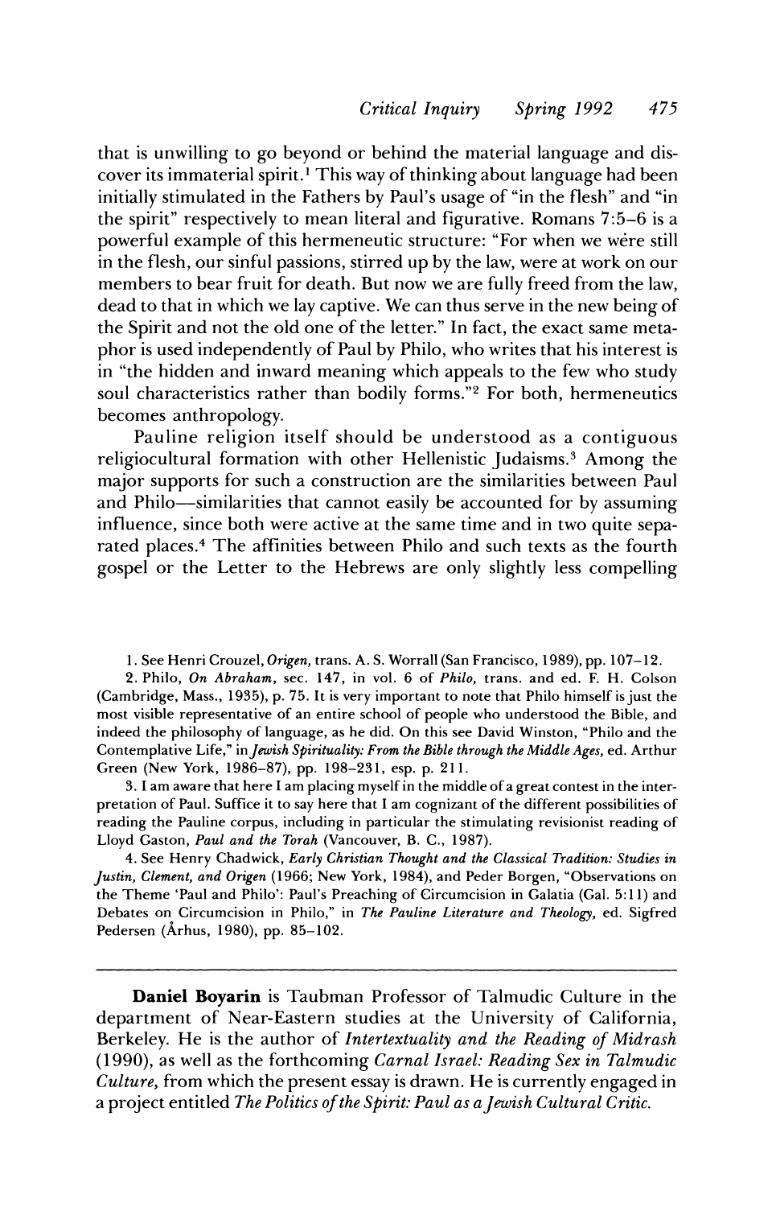that is unwilling to go beyond or behind the material language and discover its immaterial spirit.[1] This way of thinking about language had been initially stimulated in the Fathers by Paul's usage of "in the flesh" and "in the spirit" respectively to mean literal and figurative. Romans 7:5–6 is a powerful example of this hermeneutic structure: "For when we were still in the flesh, our sinful passions, stirred up by the law, were at work on our members to bear fruit for death. But now we are fully freed from the law, dead to that in which we lay captive. We can thus serve in the new being of the Spirit and not the old one of the letter." In fact, the exact same metaphor is used independently of Paul by Philo, who writes that his interest is in "the hidden and inward meaning which appeals to the few who study soul characteristics rather than bodily forms."[2] For both, hermeneutics becomes anthropology.

Pauline religion itself should be understood as a contiguous religiocultural formation with other Hellenistic Judaisms.[3] Among the major supports for such a construction are the similarities between Paul and Philo—similarities that cannot easily be accounted for by assuming influence, since both were active at the same time and in two quite separated places.[4] The affinities between Philo and such texts as the fourth gospel or the Letter to the Hebrews are only slightly less compelling

1. See Henri Crouzel, *Origen*, trans. A. S. Worrall (San Francisco, 1989), pp. 107–12.

2. Philo, *On Abraham*, sec. 147, in vol. 6 of *Philo*, trans. and ed. F. H. Colson (Cambridge, Mass., 1935), p. 75. It is very important to note that Philo himself is just the most visible representative of an entire school of people who understood the Bible, and indeed the philosophy of language, as he did. On this see David Winston, "Philo and the Contemplative Life," in *Jewish Spirituality: From the Bible through the Middle Ages*, ed. Arthur Green (New York, 1986–87), pp. 198–231, esp. p. 211.

3. I am aware that here I am placing myself in the middle of a great contest in the interpretation of Paul. Suffice it to say here that I am cognizant of the different possibilities of reading the Pauline corpus, including in particular the stimulating revisionist reading of Lloyd Gaston, *Paul and the Torah* (Vancouver, B. C., 1987).

4. See Henry Chadwick, *Early Christian Thought and the Classical Tradition: Studies in Justin, Clement, and Origen* (1966; New York, 1984), and Peder Borgen, "Observations on the Theme 'Paul and Philo': Paul's Preaching of Circumcision in Galatia (Gal. 5:11) and Debates on Circumcision in Philo," in *The Pauline Literature and Theology*, ed. Sigfred Pedersen (Århus, 1980), pp. 85–102.

---

**Daniel Boyarin** is Taubman Professor of Talmudic Culture in the department of Near-Eastern studies at the University of California, Berkeley. He is the author of *Intertextuality and the Reading of Midrash* (1990), as well as the forthcoming *Carnal Israel: Reading Sex in Talmudic Culture*, from which the present essay is drawn. He is currently engaged in a project entitled *The Politics of the Spirit: Paul as a Jewish Cultural Critic.*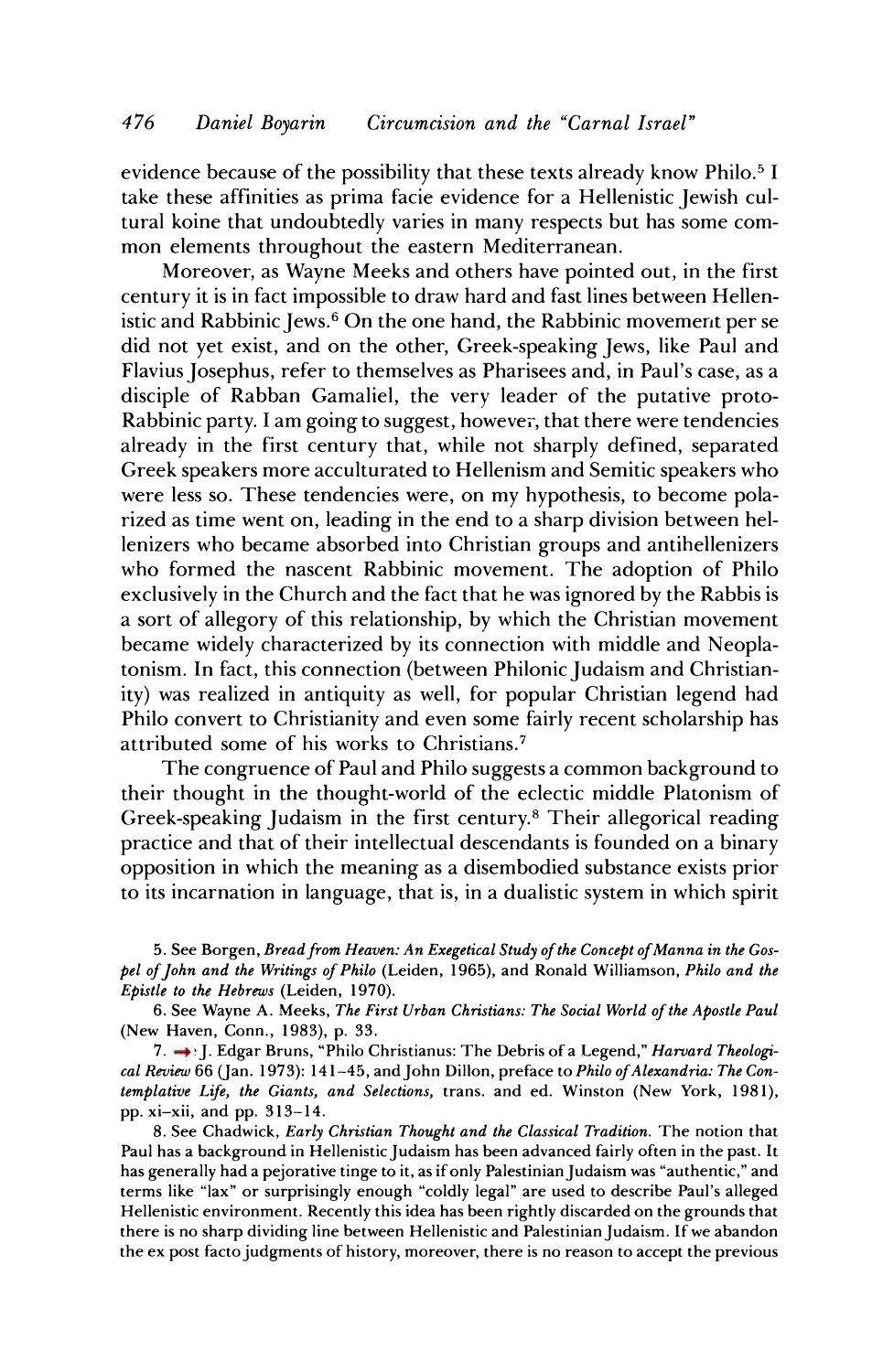evidence because of the possibility that these texts already know Philo.[5] I take these affinities as prima facie evidence for a Hellenistic Jewish cultural koine that undoubtedly varies in many respects but has some common elements throughout the eastern Mediterranean.

Moreover, as Wayne Meeks and others have pointed out, in the first century it is in fact impossible to draw hard and fast lines between Hellenistic and Rabbinic Jews.[6] On the one hand, the Rabbinic movement per se did not yet exist, and on the other, Greek-speaking Jews, like Paul and Flavius Josephus, refer to themselves as Pharisees and, in Paul's case, as a disciple of Rabban Gamaliel, the very leader of the putative proto-Rabbinic party. I am going to suggest, however, that there were tendencies already in the first century that, while not sharply defined, separated Greek speakers more acculturated to Hellenism and Semitic speakers who were less so. These tendencies were, on my hypothesis, to become polarized as time went on, leading in the end to a sharp division between hellenizers who became absorbed into Christian groups and antihellenizers who formed the nascent Rabbinic movement. The adoption of Philo exclusively in the Church and the fact that he was ignored by the Rabbis is a sort of allegory of this relationship, by which the Christian movement became widely characterized by its connection with middle and Neoplatonism. In fact, this connection (between Philonic Judaism and Christianity) was realized in antiquity as well, for popular Christian legend had Philo convert to Christianity and even some fairly recent scholarship has attributed some of his works to Christians.[7]

The congruence of Paul and Philo suggests a common background to their thought in the thought-world of the eclectic middle Platonism of Greek-speaking Judaism in the first century.[8] Their allegorical reading practice and that of their intellectual descendants is founded on a binary opposition in which the meaning as a disembodied substance exists prior to its incarnation in language, that is, in a dualistic system in which spirit

5. See Borgen, *Bread from Heaven: An Exegetical Study of the Concept of Manna in the Gospel of John and the Writings of Philo* (Leiden, 1965), and Ronald Williamson, *Philo and the Epistle to the Hebrews* (Leiden, 1970).

6. See Wayne A. Meeks, *The First Urban Christians: The Social World of the Apostle Paul* (New Haven, Conn., 1983), p. 33.

7. J. Edgar Bruns, "Philo Christianus: The Debris of a Legend," *Harvard Theological Review* 66 (Jan. 1973): 141–45, and John Dillon, preface to *Philo of Alexandria: The Contemplative Life, the Giants, and Selections,* trans. and ed. Winston (New York, 1981), pp. xi–xii, and pp. 313–14.

8. See Chadwick, *Early Christian Thought and the Classical Tradition.* The notion that Paul has a background in Hellenistic Judaism has been advanced fairly often in the past. It has generally had a pejorative tinge to it, as if only Palestinian Judaism was "authentic," and terms like "lax" or surprisingly enough "coldly legal" are used to describe Paul's alleged Hellenistic environment. Recently this idea has been rightly discarded on the grounds that there is no sharp dividing line between Hellenistic and Palestinian Judaism. If we abandon the ex post facto judgments of history, moreover, there is no reason to accept the previous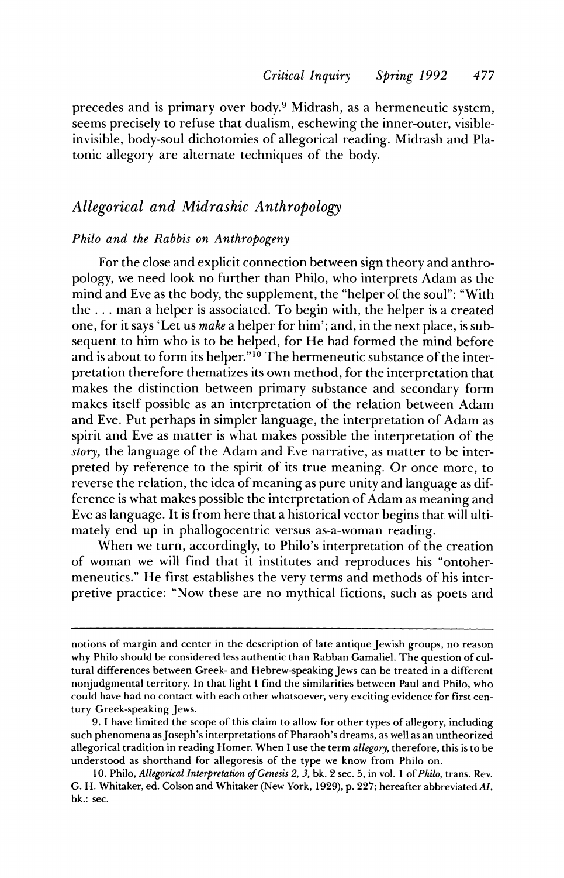precedes and is primary over body.[9] Midrash, as a hermeneutic system, seems precisely to refuse that dualism, eschewing the inner-outer, visible-invisible, body-soul dichotomies of allegorical reading. Midrash and Platonic allegory are alternate techniques of the body.

## *Allegorical and Midrashic Anthropology*

### *Philo and the Rabbis on Anthropogeny*

For the close and explicit connection between sign theory and anthropology, we need look no further than Philo, who interprets Adam as the mind and Eve as the body, the supplement, the "helper of the soul": "With the . . . man a helper is associated. To begin with, the helper is a created one, for it says 'Let us *make* a helper for him'; and, in the next place, is subsequent to him who is to be helped, for He had formed the mind before and is about to form its helper."[10] The hermeneutic substance of the interpretation therefore thematizes its own method, for the interpretation that makes the distinction between primary substance and secondary form makes itself possible as an interpretation of the relation between Adam and Eve. Put perhaps in simpler language, the interpretation of Adam as spirit and Eve as matter is what makes possible the interpretation of the *story,* the language of the Adam and Eve narrative, as matter to be interpreted by reference to the spirit of its true meaning. Or once more, to reverse the relation, the idea of meaning as pure unity and language as difference is what makes possible the interpretation of Adam as meaning and Eve as language. It is from here that a historical vector begins that will ultimately end up in phallogocentric versus as-a-woman reading.

When we turn, accordingly, to Philo's interpretation of the creation of woman we will find that it institutes and reproduces his "ontohermeneutics." He first establishes the very terms and methods of his interpretive practice: "Now these are no mythical fictions, such as poets and

---

notions of margin and center in the description of late antique Jewish groups, no reason why Philo should be considered less authentic than Rabban Gamaliel. The question of cultural differences between Greek- and Hebrew-speaking Jews can be treated in a different nonjudgmental territory. In that light I find the similarities between Paul and Philo, who could have had no contact with each other whatsoever, very exciting evidence for first century Greek-speaking Jews.

9. I have limited the scope of this claim to allow for other types of allegory, including such phenomena as Joseph's interpretations of Pharaoh's dreams, as well as an untheorized allegorical tradition in reading Homer. When I use the term *allegory,* therefore, this is to be understood as shorthand for allegoresis of the type we know from Philo on.

10. Philo, *Allegorical Interpretation of Genesis 2, 3,* bk. 2 sec. 5, in vol. 1 of *Philo,* trans. Rev. G. H. Whitaker, ed. Colson and Whitaker (New York, 1929), p. 227; hereafter abbreviated *AI,* bk.: sec.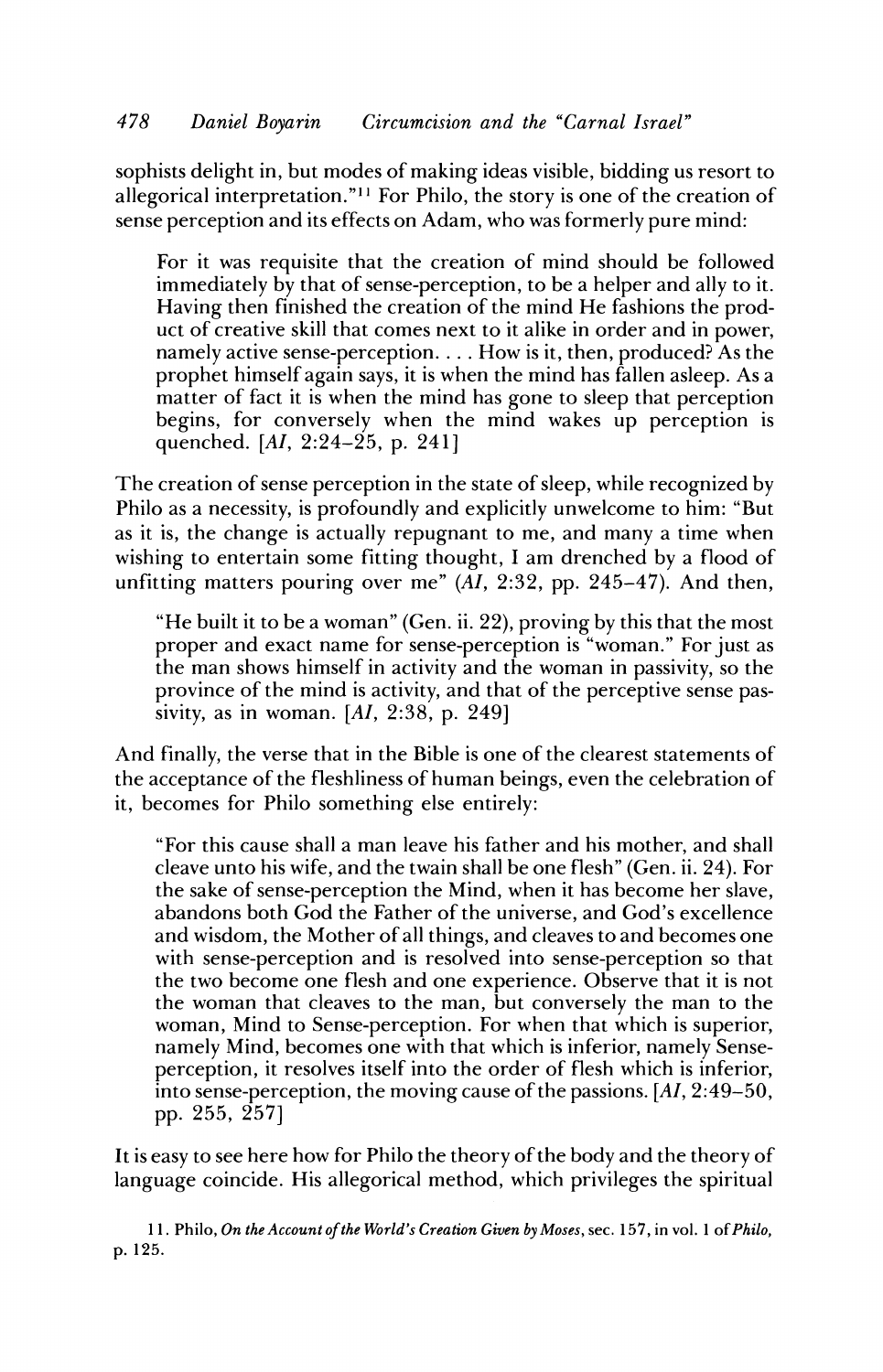sophists delight in, but modes of making ideas visible, bidding us resort to allegorical interpretation."[11] For Philo, the story is one of the creation of sense perception and its effects on Adam, who was formerly pure mind:

> For it was requisite that the creation of mind should be followed immediately by that of sense-perception, to be a helper and ally to it. Having then finished the creation of the mind He fashions the product of creative skill that comes next to it alike in order and in power, namely active sense-perception. . . . How is it, then, produced? As the prophet himself again says, it is when the mind has fallen asleep. As a matter of fact it is when the mind has gone to sleep that perception begins, for conversely when the mind wakes up perception is quenched. [*AI*, 2:24–25, p. 241]

The creation of sense perception in the state of sleep, while recognized by Philo as a necessity, is profoundly and explicitly unwelcome to him: "But as it is, the change is actually repugnant to me, and many a time when wishing to entertain some fitting thought, I am drenched by a flood of unfitting matters pouring over me" (*AI*, 2:32, pp. 245–47). And then,

> "He built it to be a woman" (Gen. ii. 22), proving by this that the most proper and exact name for sense-perception is "woman." For just as the man shows himself in activity and the woman in passivity, so the province of the mind is activity, and that of the perceptive sense passivity, as in woman. [*AI*, 2:38, p. 249]

And finally, the verse that in the Bible is one of the clearest statements of the acceptance of the fleshliness of human beings, even the celebration of it, becomes for Philo something else entirely:

> "For this cause shall a man leave his father and his mother, and shall cleave unto his wife, and the twain shall be one flesh" (Gen. ii. 24). For the sake of sense-perception the Mind, when it has become her slave, abandons both God the Father of the universe, and God's excellence and wisdom, the Mother of all things, and cleaves to and becomes one with sense-perception and is resolved into sense-perception so that the two become one flesh and one experience. Observe that it is not the woman that cleaves to the man, but conversely the man to the woman, Mind to Sense-perception. For when that which is superior, namely Mind, becomes one with that which is inferior, namely Sense-perception, it resolves itself into the order of flesh which is inferior, into sense-perception, the moving cause of the passions. [*AI*, 2:49–50, pp. 255, 257]

It is easy to see here how for Philo the theory of the body and the theory of language coincide. His allegorical method, which privileges the spiritual

11. Philo, *On the Account of the World's Creation Given by Moses*, sec. 157, in vol. 1 of *Philo*, p. 125.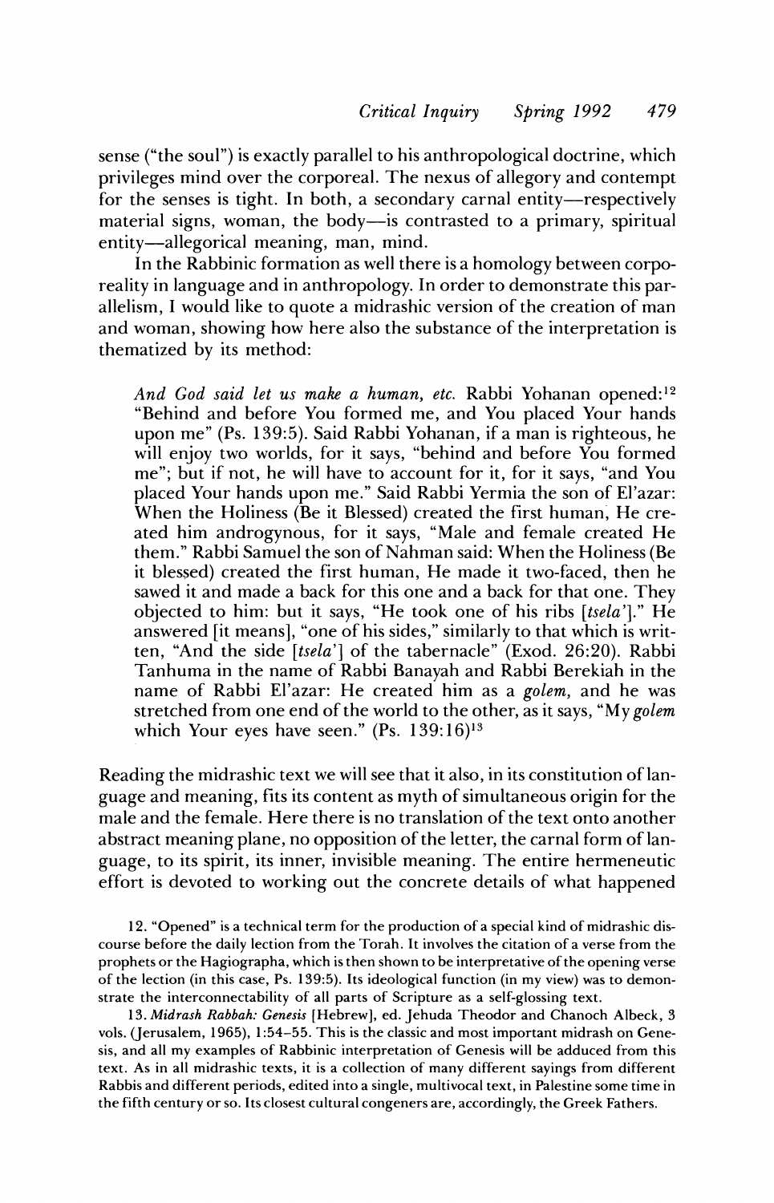sense ("the soul") is exactly parallel to his anthropological doctrine, which privileges mind over the corporeal. The nexus of allegory and contempt for the senses is tight. In both, a secondary carnal entity—respectively material signs, woman, the body—is contrasted to a primary, spiritual entity—allegorical meaning, man, mind.

In the Rabbinic formation as well there is a homology between corporeality in language and in anthropology. In order to demonstrate this parallelism, I would like to quote a midrashic version of the creation of man and woman, showing how here also the substance of the interpretation is thematized by its method:

> *And God said let us make a human, etc.* Rabbi Yohanan opened:[12] "Behind and before You formed me, and You placed Your hands upon me" (Ps. 139:5). Said Rabbi Yohanan, if a man is righteous, he will enjoy two worlds, for it says, "behind and before You formed me"; but if not, he will have to account for it, for it says, "and You placed Your hands upon me." Said Rabbi Yermia the son of El'azar: When the Holiness (Be it Blessed) created the first human, He created him androgynous, for it says, "Male and female created He them." Rabbi Samuel the son of Nahman said: When the Holiness (Be it blessed) created the first human, He made it two-faced, then he sawed it and made a back for this one and a back for that one. They objected to him: but it says, "He took one of his ribs [*tsela'*]." He answered [it means], "one of his sides," similarly to that which is written, "And the side [*tsela'*] of the tabernacle" (Exod. 26:20). Rabbi Tanhuma in the name of Rabbi Banayah and Rabbi Berekiah in the name of Rabbi El'azar: He created him as a *golem,* and he was stretched from one end of the world to the other, as it says, "My *golem* which Your eyes have seen." (Ps. 139:16)[13]

Reading the midrashic text we will see that it also, in its constitution of language and meaning, fits its content as myth of simultaneous origin for the male and the female. Here there is no translation of the text onto another abstract meaning plane, no opposition of the letter, the carnal form of language, to its spirit, its inner, invisible meaning. The entire hermeneutic effort is devoted to working out the concrete details of what happened

12. "Opened" is a technical term for the production of a special kind of midrashic discourse before the daily lection from the Torah. It involves the citation of a verse from the prophets or the Hagiographa, which is then shown to be interpretative of the opening verse of the lection (in this case, Ps. 139:5). Its ideological function (in my view) was to demonstrate the interconnectability of all parts of Scripture as a self-glossing text.

13. *Midrash Rabbah: Genesis* [Hebrew], ed. Jehuda Theodor and Chanoch Albeck, 3 vols. (Jerusalem, 1965), 1:54–55. This is the classic and most important midrash on Genesis, and all my examples of Rabbinic interpretation of Genesis will be adduced from this text. As in all midrashic texts, it is a collection of many different sayings from different Rabbis and different periods, edited into a single, multivocal text, in Palestine some time in the fifth century or so. Its closest cultural congeners are, accordingly, the Greek Fathers.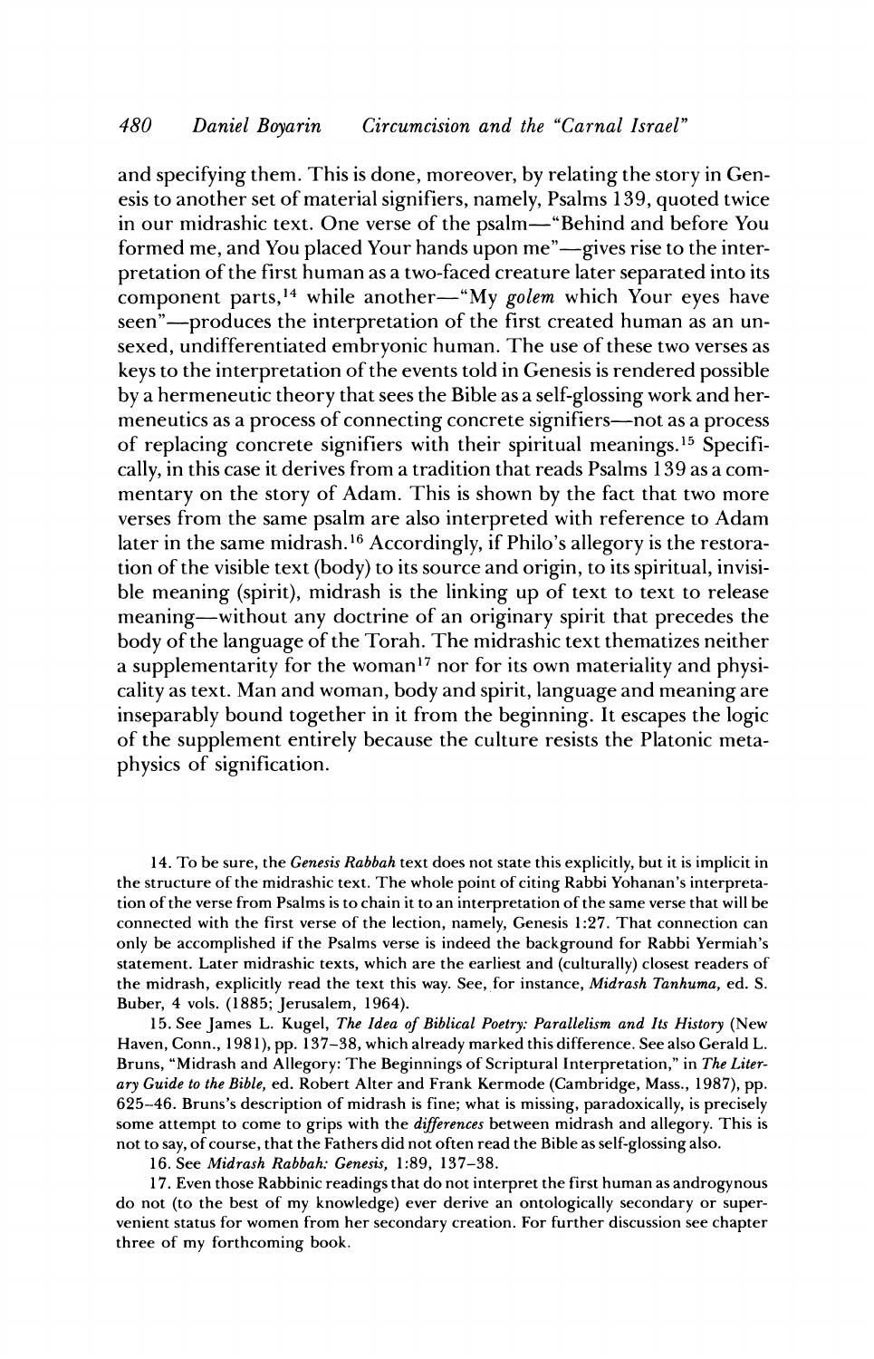and specifying them. This is done, moreover, by relating the story in Genesis to another set of material signifiers, namely, Psalms 139, quoted twice in our midrashic text. One verse of the psalm—"Behind and before You formed me, and You placed Your hands upon me"—gives rise to the interpretation of the first human as a two-faced creature later separated into its component parts,[14] while another—"My *golem* which Your eyes have seen"—produces the interpretation of the first created human as an unsexed, undifferentiated embryonic human. The use of these two verses as keys to the interpretation of the events told in Genesis is rendered possible by a hermeneutic theory that sees the Bible as a self-glossing work and hermeneutics as a process of connecting concrete signifiers—not as a process of replacing concrete signifiers with their spiritual meanings.[15] Specifically, in this case it derives from a tradition that reads Psalms 139 as a commentary on the story of Adam. This is shown by the fact that two more verses from the same psalm are also interpreted with reference to Adam later in the same midrash.[16] Accordingly, if Philo's allegory is the restoration of the visible text (body) to its source and origin, to its spiritual, invisible meaning (spirit), midrash is the linking up of text to text to release meaning—without any doctrine of an originary spirit that precedes the body of the language of the Torah. The midrashic text thematizes neither a supplementarity for the woman[17] nor for its own materiality and physicality as text. Man and woman, body and spirit, language and meaning are inseparably bound together in it from the beginning. It escapes the logic of the supplement entirely because the culture resists the Platonic metaphysics of signification.

14. To be sure, the *Genesis Rabbah* text does not state this explicitly, but it is implicit in the structure of the midrashic text. The whole point of citing Rabbi Yohanan's interpretation of the verse from Psalms is to chain it to an interpretation of the same verse that will be connected with the first verse of the lection, namely, Genesis 1:27. That connection can only be accomplished if the Psalms verse is indeed the background for Rabbi Yermiah's statement. Later midrashic texts, which are the earliest and (culturally) closest readers of the midrash, explicitly read the text this way. See, for instance, *Midrash Tanhuma*, ed. S. Buber, 4 vols. (1885; Jerusalem, 1964).

15. See James L. Kugel, *The Idea of Biblical Poetry: Parallelism and Its History* (New Haven, Conn., 1981), pp. 137–38, which already marked this difference. See also Gerald L. Bruns, "Midrash and Allegory: The Beginnings of Scriptural Interpretation," in *The Literary Guide to the Bible*, ed. Robert Alter and Frank Kermode (Cambridge, Mass., 1987), pp. 625–46. Bruns's description of midrash is fine; what is missing, paradoxically, is precisely some attempt to come to grips with the *differences* between midrash and allegory. This is not to say, of course, that the Fathers did not often read the Bible as self-glossing also.

16. See *Midrash Rabbah: Genesis,* 1:89, 137–38.

17. Even those Rabbinic readings that do not interpret the first human as androgynous do not (to the best of my knowledge) ever derive an ontologically secondary or supervenient status for women from her secondary creation. For further discussion see chapter three of my forthcoming book.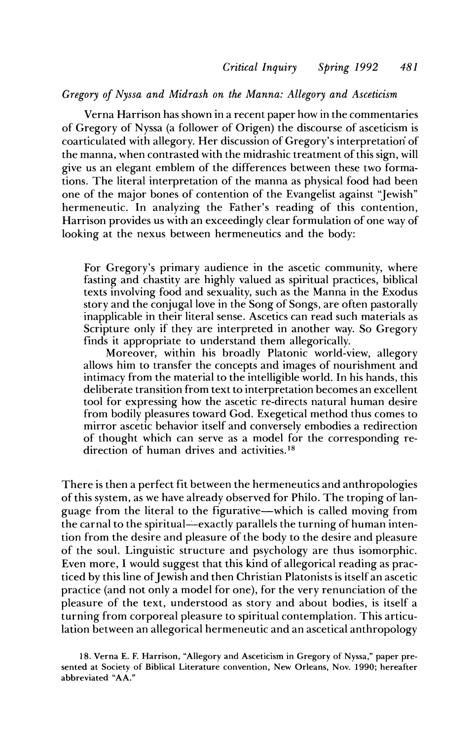*Gregory of Nyssa and Midrash on the Manna: Allegory and Asceticism*

Verna Harrison has shown in a recent paper how in the commentaries of Gregory of Nyssa (a follower of Origen) the discourse of asceticism is coarticulated with allegory. Her discussion of Gregory's interpretation of the manna, when contrasted with the midrashic treatment of this sign, will give us an elegant emblem of the differences between these two formations. The literal interpretation of the manna as physical food had been one of the major bones of contention of the Evangelist against "Jewish" hermeneutic. In analyzing the Father's reading of this contention, Harrison provides us with an exceedingly clear formulation of one way of looking at the nexus between hermeneutics and the body:

> For Gregory's primary audience in the ascetic community, where fasting and chastity are highly valued as spiritual practices, biblical texts involving food and sexuality, such as the Manna in the Exodus story and the conjugal love in the Song of Songs, are often pastorally inapplicable in their literal sense. Ascetics can read such materials as Scripture only if they are interpreted in another way. So Gregory finds it appropriate to understand them allegorically.
>
> Moreover, within his broadly Platonic world-view, allegory allows him to transfer the concepts and images of nourishment and intimacy from the material to the intelligible world. In his hands, this deliberate transition from text to interpretation becomes an excellent tool for expressing how the ascetic re-directs natural human desire from bodily pleasures toward God. Exegetical method thus comes to mirror ascetic behavior itself and conversely embodies a redirection of thought which can serve as a model for the corresponding re-direction of human drives and activities.[18]

There is then a perfect fit between the hermeneutics and anthropologies of this system, as we have already observed for Philo. The troping of language from the literal to the figurative—which is called moving from the carnal to the spiritual—exactly parallels the turning of human intention from the desire and pleasure of the body to the desire and pleasure of the soul. Linguistic structure and psychology are thus isomorphic. Even more, I would suggest that this kind of allegorical reading as practiced by this line of Jewish and then Christian Platonists is itself an ascetic practice (and not only a model for one), for the very renunciation of the pleasure of the text, understood as story and about bodies, is itself a turning from corporeal pleasure to spiritual contemplation. This articulation between an allegorical hermeneutic and an ascetical anthropology

18. Verna E. F. Harrison, "Allegory and Asceticism in Gregory of Nyssa," paper presented at Society of Biblical Literature convention, New Orleans, Nov. 1990; hereafter abbreviated "AA."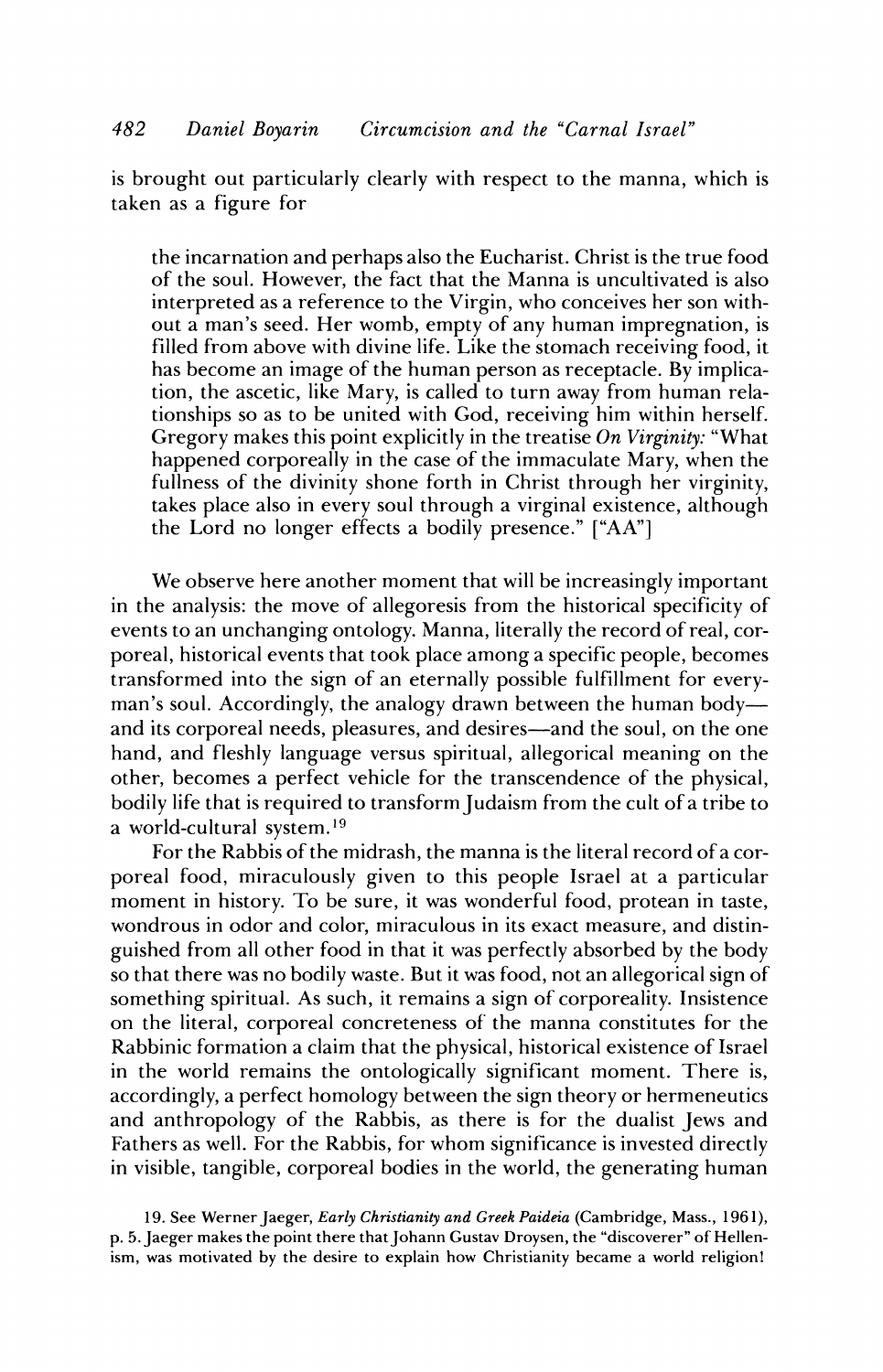is brought out particularly clearly with respect to the manna, which is taken as a figure for

> the incarnation and perhaps also the Eucharist. Christ is the true food of the soul. However, the fact that the Manna is uncultivated is also interpreted as a reference to the Virgin, who conceives her son without a man's seed. Her womb, empty of any human impregnation, is filled from above with divine life. Like the stomach receiving food, it has become an image of the human person as receptacle. By implication, the ascetic, like Mary, is called to turn away from human relationships so as to be united with God, receiving him within herself. Gregory makes this point explicitly in the treatise *On Virginity:* "What happened corporeally in the case of the immaculate Mary, when the fullness of the divinity shone forth in Christ through her virginity, takes place also in every soul through a virginal existence, although the Lord no longer effects a bodily presence." ["AA"]

We observe here another moment that will be increasingly important in the analysis: the move of allegoresis from the historical specificity of events to an unchanging ontology. Manna, literally the record of real, corporeal, historical events that took place among a specific people, becomes transformed into the sign of an eternally possible fulfillment for everyman's soul. Accordingly, the analogy drawn between the human body—and its corporeal needs, pleasures, and desires—and the soul, on the one hand, and fleshly language versus spiritual, allegorical meaning on the other, becomes a perfect vehicle for the transcendence of the physical, bodily life that is required to transform Judaism from the cult of a tribe to a world-cultural system.[19]

For the Rabbis of the midrash, the manna is the literal record of a corporeal food, miraculously given to this people Israel at a particular moment in history. To be sure, it was wonderful food, protean in taste, wondrous in odor and color, miraculous in its exact measure, and distinguished from all other food in that it was perfectly absorbed by the body so that there was no bodily waste. But it was food, not an allegorical sign of something spiritual. As such, it remains a sign of corporeality. Insistence on the literal, corporeal concreteness of the manna constitutes for the Rabbinic formation a claim that the physical, historical existence of Israel in the world remains the ontologically significant moment. There is, accordingly, a perfect homology between the sign theory or hermeneutics and anthropology of the Rabbis, as there is for the dualist Jews and Fathers as well. For the Rabbis, for whom significance is invested directly in visible, tangible, corporeal bodies in the world, the generating human

19. See Werner Jaeger, *Early Christianity and Greek Paideia* (Cambridge, Mass., 1961), p. 5. Jaeger makes the point there that Johann Gustav Droysen, the "discoverer" of Hellenism, was motivated by the desire to explain how Christianity became a world religion!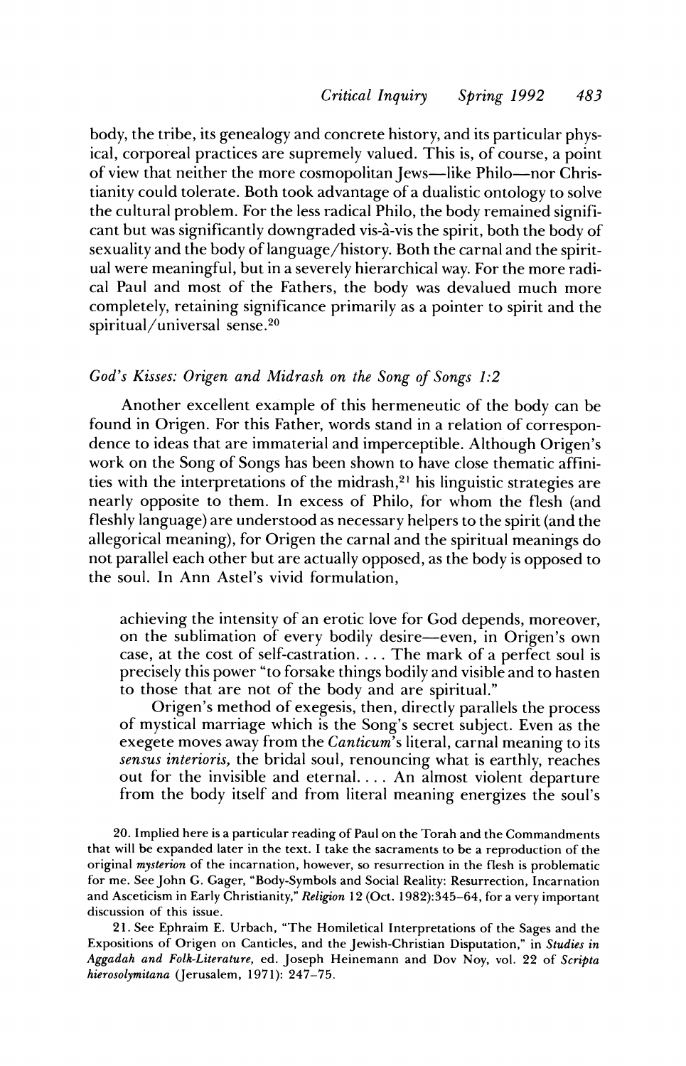body, the tribe, its genealogy and concrete history, and its particular physical, corporeal practices are supremely valued. This is, of course, a point of view that neither the more cosmopolitan Jews—like Philo—nor Christianity could tolerate. Both took advantage of a dualistic ontology to solve the cultural problem. For the less radical Philo, the body remained significant but was significantly downgraded vis-à-vis the spirit, both the body of sexuality and the body of language/history. Both the carnal and the spiritual were meaningful, but in a severely hierarchical way. For the more radical Paul and most of the Fathers, the body was devalued much more completely, retaining significance primarily as a pointer to spirit and the spiritual/universal sense.[20]

### *God's Kisses: Origen and Midrash on the Song of Songs 1:2*

Another excellent example of this hermeneutic of the body can be found in Origen. For this Father, words stand in a relation of correspondence to ideas that are immaterial and imperceptible. Although Origen's work on the Song of Songs has been shown to have close thematic affinities with the interpretations of the midrash,[21] his linguistic strategies are nearly opposite to them. In excess of Philo, for whom the flesh (and fleshly language) are understood as necessary helpers to the spirit (and the allegorical meaning), for Origen the carnal and the spiritual meanings do not parallel each other but are actually opposed, as the body is opposed to the soul. In Ann Astel's vivid formulation,

> achieving the intensity of an erotic love for God depends, moreover, on the sublimation of every bodily desire—even, in Origen's own case, at the cost of self-castration. . . . The mark of a perfect soul is precisely this power "to forsake things bodily and visible and to hasten to those that are not of the body and are spiritual."
>
> Origen's method of exegesis, then, directly parallels the process of mystical marriage which is the Song's secret subject. Even as the exegete moves away from the *Canticum*'s literal, carnal meaning to its *sensus interioris,* the bridal soul, renouncing what is earthly, reaches out for the invisible and eternal. . . . An almost violent departure from the body itself and from literal meaning energizes the soul's

20. Implied here is a particular reading of Paul on the Torah and the Commandments that will be expanded later in the text. I take the sacraments to be a reproduction of the original *mysterion* of the incarnation, however, so resurrection in the flesh is problematic for me. See John G. Gager, "Body-Symbols and Social Reality: Resurrection, Incarnation and Asceticism in Early Christianity," *Religion* 12 (Oct. 1982):345–64, for a very important discussion of this issue.

21. See Ephraim E. Urbach, "The Homiletical Interpretations of the Sages and the Expositions of Origen on Canticles, and the Jewish-Christian Disputation," in *Studies in Aggadah and Folk-Literature,* ed. Joseph Heinemann and Dov Noy, vol. 22 of *Scripta hierosolymitana* (Jerusalem, 1971): 247–75.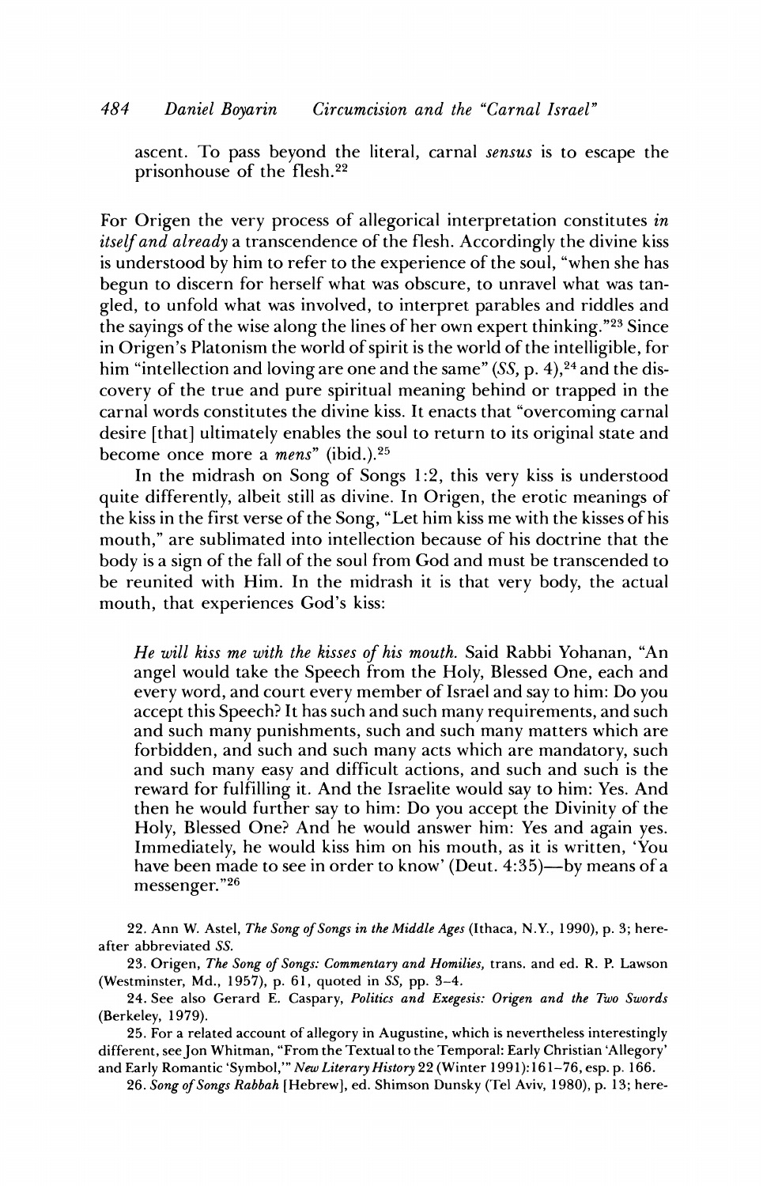ascent. To pass beyond the literal, carnal *sensus* is to escape the prisonhouse of the flesh.[22]

For Origen the very process of allegorical interpretation constitutes *in itself and already* a transcendence of the flesh. Accordingly the divine kiss is understood by him to refer to the experience of the soul, "when she has begun to discern for herself what was obscure, to unravel what was tangled, to unfold what was involved, to interpret parables and riddles and the sayings of the wise along the lines of her own expert thinking."[23] Since in Origen's Platonism the world of spirit is the world of the intelligible, for him "intellection and loving are one and the same" (*SS*, p. 4),[24] and the discovery of the true and pure spiritual meaning behind or trapped in the carnal words constitutes the divine kiss. It enacts that "overcoming carnal desire [that] ultimately enables the soul to return to its original state and become once more a *mens*" (ibid.).[25]

In the midrash on Song of Songs 1:2, this very kiss is understood quite differently, albeit still as divine. In Origen, the erotic meanings of the kiss in the first verse of the Song, "Let him kiss me with the kisses of his mouth," are sublimated into intellection because of his doctrine that the body is a sign of the fall of the soul from God and must be transcended to be reunited with Him. In the midrash it is that very body, the actual mouth, that experiences God's kiss:

> *He will kiss me with the kisses of his mouth.* Said Rabbi Yohanan, "An angel would take the Speech from the Holy, Blessed One, each and every word, and court every member of Israel and say to him: Do you accept this Speech? It has such and such many requirements, and such and such many punishments, such and such many matters which are forbidden, and such and such many acts which are mandatory, such and such many easy and difficult actions, and such and such is the reward for fulfilling it. And the Israelite would say to him: Yes. And then he would further say to him: Do you accept the Divinity of the Holy, Blessed One? And he would answer him: Yes and again yes. Immediately, he would kiss him on his mouth, as it is written, 'You have been made to see in order to know' (Deut. 4:35)—by means of a messenger."[26]

22. Ann W. Astel, *The Song of Songs in the Middle Ages* (Ithaca, N.Y., 1990), p. 3; hereafter abbreviated *SS*.

23. Origen, *The Song of Songs: Commentary and Homilies*, trans. and ed. R. P. Lawson (Westminster, Md., 1957), p. 61, quoted in *SS*, pp. 3–4.

24. See also Gerard E. Caspary, *Politics and Exegesis: Origen and the Two Swords* (Berkeley, 1979).

25. For a related account of allegory in Augustine, which is nevertheless interestingly different, see Jon Whitman, "From the Textual to the Temporal: Early Christian 'Allegory' and Early Romantic 'Symbol,'" *New Literary History* 22 (Winter 1991):161–76, esp. p. 166.

26. *Song of Songs Rabbah* [Hebrew], ed. Shimson Dunsky (Tel Aviv, 1980), p. 13; here-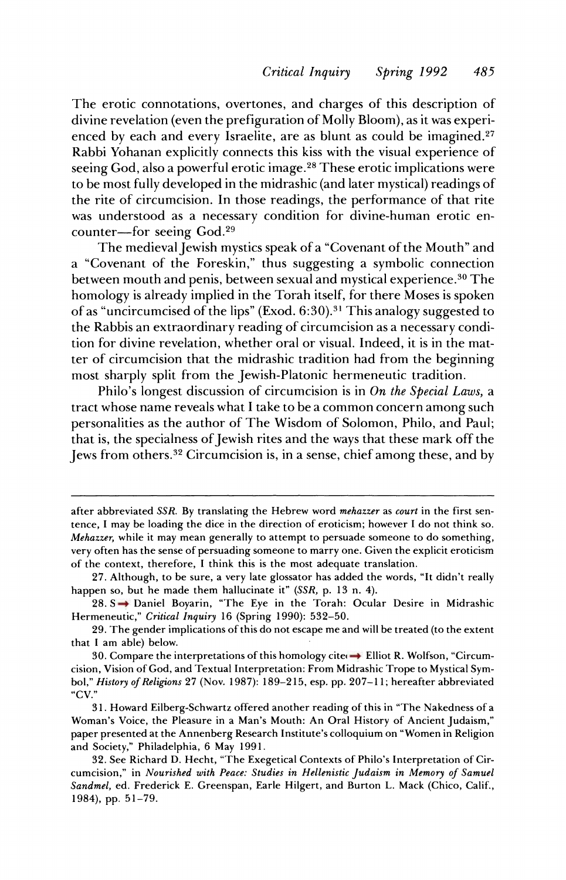The erotic connotations, overtones, and charges of this description of divine revelation (even the prefiguration of Molly Bloom), as it was experienced by each and every Israelite, are as blunt as could be imagined.[27] Rabbi Yohanan explicitly connects this kiss with the visual experience of seeing God, also a powerful erotic image.[28] These erotic implications were to be most fully developed in the midrashic (and later mystical) readings of the rite of circumcision. In those readings, the performance of that rite was understood as a necessary condition for divine-human erotic encounter—for seeing God.[29]

The medieval Jewish mystics speak of a "Covenant of the Mouth" and a "Covenant of the Foreskin," thus suggesting a symbolic connection between mouth and penis, between sexual and mystical experience.[30] The homology is already implied in the Torah itself, for there Moses is spoken of as "uncircumcised of the lips" (Exod. 6:30).[31] This analogy suggested to the Rabbis an extraordinary reading of circumcision as a necessary condition for divine revelation, whether oral or visual. Indeed, it is in the matter of circumcision that the midrashic tradition had from the beginning most sharply split from the Jewish-Platonic hermeneutic tradition.

Philo's longest discussion of circumcision is in *On the Special Laws,* a tract whose name reveals what I take to be a common concern among such personalities as the author of The Wisdom of Solomon, Philo, and Paul; that is, the specialness of Jewish rites and the ways that these mark off the Jews from others.[32] Circumcision is, in a sense, chief among these, and by

---

after abbreviated *SSR.* By translating the Hebrew word *mehazzer* as *court* in the first sentence, I may be loading the dice in the direction of eroticism; however I do not think so. *Mehazzer,* while it may mean generally to attempt to persuade someone to do something, very often has the sense of persuading someone to marry one. Given the explicit eroticism of the context, therefore, I think this is the most adequate translation.

27. Although, to be sure, a very late glossator has added the words, "It didn't really happen so, but he made them hallucinate it" (*SSR,* p. 13 n. 4).

28. See Daniel Boyarin, "The Eye in the Torah: Ocular Desire in Midrashic Hermeneutic," *Critical Inquiry* 16 (Spring 1990): 532–50.

29. The gender implications of this do not escape me and will be treated (to the extent that I am able) below.

30. Compare the interpretations of this homology cited in Elliot R. Wolfson, "Circumcision, Vision of God, and Textual Interpretation: From Midrashic Trope to Mystical Symbol," *History of Religions* 27 (Nov. 1987): 189–215, esp. pp. 207–11; hereafter abbreviated "CV."

31. Howard Eilberg-Schwartz offered another reading of this in "The Nakedness of a Woman's Voice, the Pleasure in a Man's Mouth: An Oral History of Ancient Judaism," paper presented at the Annenberg Research Institute's colloquium on "Women in Religion and Society," Philadelphia, 6 May 1991.

32. See Richard D. Hecht, "The Exegetical Contexts of Philo's Interpretation of Circumcision," in *Nourished with Peace: Studies in Hellenistic Judaism in Memory of Samuel Sandmel,* ed. Frederick E. Greenspan, Earle Hilgert, and Burton L. Mack (Chico, Calif., 1984), pp. 51–79.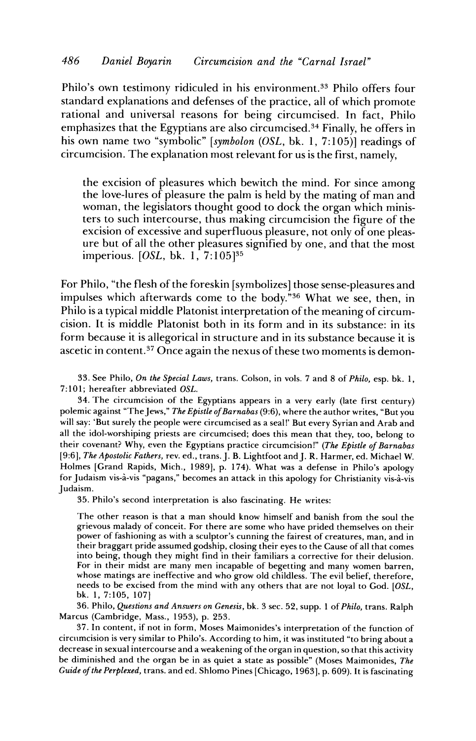Philo's own testimony ridiculed in his environment.[33] Philo offers four standard explanations and defenses of the practice, all of which promote rational and universal reasons for being circumcised. In fact, Philo emphasizes that the Egyptians are also circumcised.[34] Finally, he offers in his own name two "symbolic" [*symbolon* (*OSL*, bk. 1, 7:105)] readings of circumcision. The explanation most relevant for us is the first, namely,

> the excision of pleasures which bewitch the mind. For since among the love-lures of pleasure the palm is held by the mating of man and woman, the legislators thought good to dock the organ which ministers to such intercourse, thus making circumcision the figure of the excision of excessive and superfluous pleasure, not only of one pleasure but of all the other pleasures signified by one, and that the most imperious. [*OSL*, bk. 1, 7:105][35]

For Philo, "the flesh of the foreskin [symbolizes] those sense-pleasures and impulses which afterwards come to the body."[36] What we see, then, in Philo is a typical middle Platonist interpretation of the meaning of circumcision. It is middle Platonist both in its form and in its substance: in its form because it is allegorical in structure and in its substance because it is ascetic in content.[37] Once again the nexus of these two moments is demon-

33. See Philo, *On the Special Laws*, trans. Colson, in vols. 7 and 8 of *Philo*, esp. bk. 1, 7:101; hereafter abbreviated *OSL*.

34. The circumcision of the Egyptians appears in a very early (late first century) polemic against "The Jews," *The Epistle of Barnabas* (9:6), where the author writes, "But you will say: 'But surely the people were circumcised as a seal!' But every Syrian and Arab and all the idol-worshiping priests are circumcised; does this mean that they, too, belong to their covenant? Why, even the Egyptians practice circumcision!" (*The Epistle of Barnabas* [9:6], *The Apostolic Fathers*, rev. ed., trans. J. B. Lightfoot and J. R. Harmer, ed. Michael W. Holmes [Grand Rapids, Mich., 1989], p. 174). What was a defense in Philo's apology for Judaism vis-à-vis "pagans," becomes an attack in this apology for Christianity vis-à-vis Judaism.

35. Philo's second interpretation is also fascinating. He writes:

> The other reason is that a man should know himself and banish from the soul the grievous malady of conceit. For there are some who have prided themselves on their power of fashioning as with a sculptor's cunning the fairest of creatures, man, and in their braggart pride assumed godship, closing their eyes to the Cause of all that comes into being, though they might find in their familiars a corrective for their delusion. For in their midst are many men incapable of begetting and many women barren, whose matings are ineffective and who grow old childless. The evil belief, therefore, needs to be excised from the mind with any others that are not loyal to God. [*OSL*, bk. 1, 7:105, 107]

36. Philo, *Questions and Answers on Genesis*, bk. 3 sec. 52, supp. 1 of *Philo*, trans. Ralph Marcus (Cambridge, Mass., 1953), p. 253.

37. In content, if not in form, Moses Maimonides's interpretation of the function of circumcision is very similar to Philo's. According to him, it was instituted "to bring about a decrease in sexual intercourse and a weakening of the organ in question, so that this activity be diminished and the organ be in as quiet a state as possible" (Moses Maimonides, *The Guide of the Perplexed*, trans. and ed. Shlomo Pines [Chicago, 1963], p. 609). It is fascinating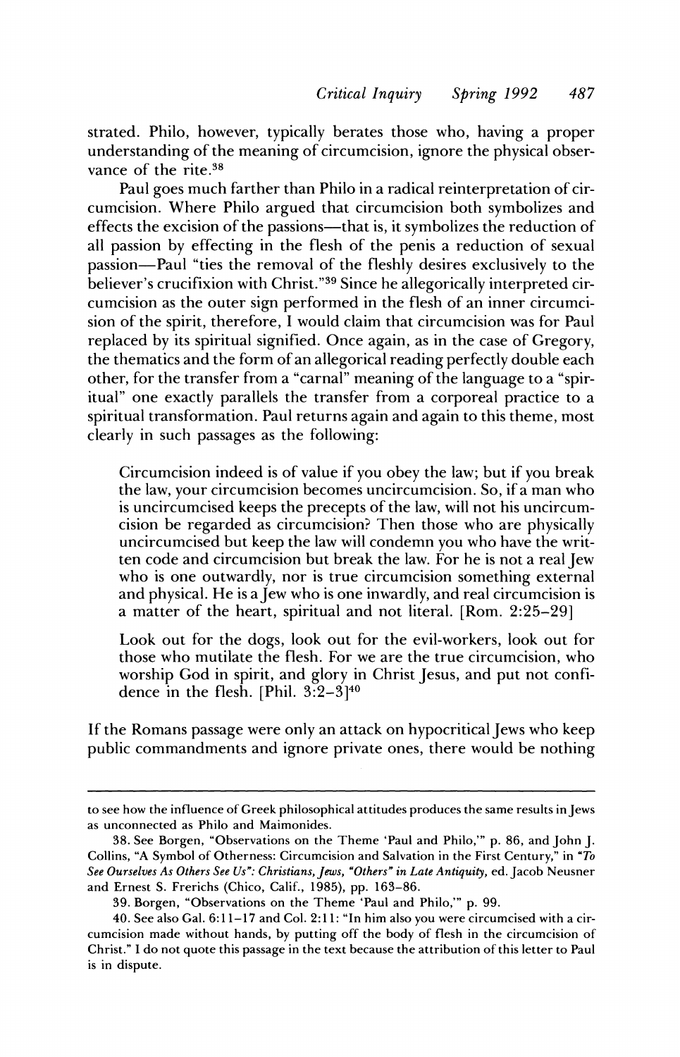strated. Philo, however, typically berates those who, having a proper understanding of the meaning of circumcision, ignore the physical observance of the rite.[38]

Paul goes much farther than Philo in a radical reinterpretation of circumcision. Where Philo argued that circumcision both symbolizes and effects the excision of the passions—that is, it symbolizes the reduction of all passion by effecting in the flesh of the penis a reduction of sexual passion—Paul "ties the removal of the fleshly desires exclusively to the believer's crucifixion with Christ."[39] Since he allegorically interpreted circumcision as the outer sign performed in the flesh of an inner circumcision of the spirit, therefore, I would claim that circumcision was for Paul replaced by its spiritual signified. Once again, as in the case of Gregory, the thematics and the form of an allegorical reading perfectly double each other, for the transfer from a "carnal" meaning of the language to a "spiritual" one exactly parallels the transfer from a corporeal practice to a spiritual transformation. Paul returns again and again to this theme, most clearly in such passages as the following:

> Circumcision indeed is of value if you obey the law; but if you break the law, your circumcision becomes uncircumcision. So, if a man who is uncircumcised keeps the precepts of the law, will not his uncircumcision be regarded as circumcision? Then those who are physically uncircumcised but keep the law will condemn you who have the written code and circumcision but break the law. For he is not a real Jew who is one outwardly, nor is true circumcision something external and physical. He is a Jew who is one inwardly, and real circumcision is a matter of the heart, spiritual and not literal. [Rom. 2:25–29]

> Look out for the dogs, look out for the evil-workers, look out for those who mutilate the flesh. For we are the true circumcision, who worship God in spirit, and glory in Christ Jesus, and put not confidence in the flesh. [Phil. 3:2–3][40]

If the Romans passage were only an attack on hypocritical Jews who keep public commandments and ignore private ones, there would be nothing

---

to see how the influence of Greek philosophical attitudes produces the same results in Jews as unconnected as Philo and Maimonides.

38. See Borgen, "Observations on the Theme 'Paul and Philo,'" p. 86, and John J. Collins, "A Symbol of Otherness: Circumcision and Salvation in the First Century," in *"To See Ourselves As Others See Us": Christians, Jews, "Others" in Late Antiquity*, ed. Jacob Neusner and Ernest S. Frerichs (Chico, Calif., 1985), pp. 163–86.

39. Borgen, "Observations on the Theme 'Paul and Philo,'" p. 99.

40. See also Gal. 6:11–17 and Col. 2:11: "In him also you were circumcised with a circumcision made without hands, by putting off the body of flesh in the circumcision of Christ." I do not quote this passage in the text because the attribution of this letter to Paul is in dispute.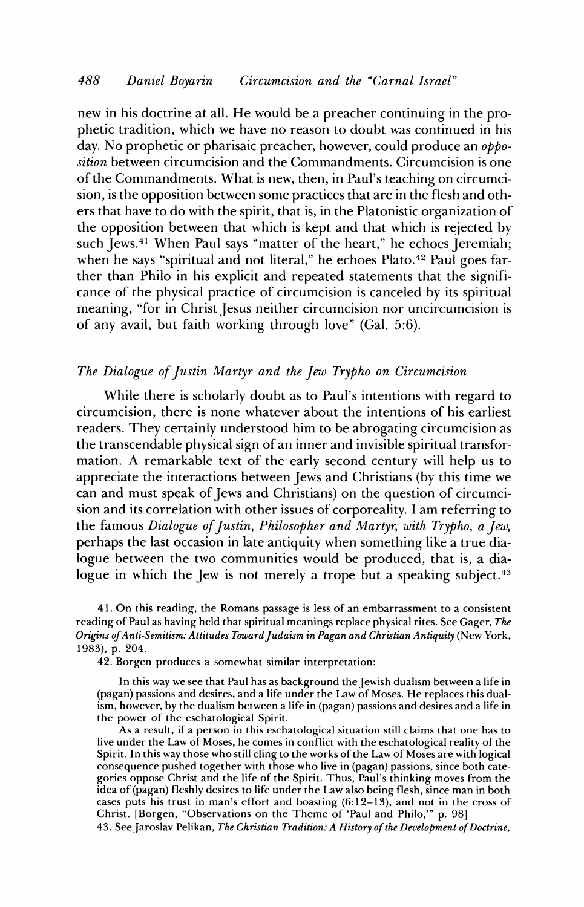new in his doctrine at all. He would be a preacher continuing in the prophetic tradition, which we have no reason to doubt was continued in his day. No prophetic or pharisaic preacher, however, could produce an *opposition* between circumcision and the Commandments. Circumcision is one of the Commandments. What is new, then, in Paul's teaching on circumcision, is the opposition between some practices that are in the flesh and others that have to do with the spirit, that is, in the Platonistic organization of the opposition between that which is kept and that which is rejected by such Jews.[41] When Paul says "matter of the heart," he echoes Jeremiah; when he says "spiritual and not literal," he echoes Plato.[42] Paul goes farther than Philo in his explicit and repeated statements that the significance of the physical practice of circumcision is canceled by its spiritual meaning, "for in Christ Jesus neither circumcision nor uncircumcision is of any avail, but faith working through love" (Gal. 5:6).

### *The Dialogue of Justin Martyr and the Jew Trypho on Circumcision*

While there is scholarly doubt as to Paul's intentions with regard to circumcision, there is none whatever about the intentions of his earliest readers. They certainly understood him to be abrogating circumcision as the transcendable physical sign of an inner and invisible spiritual transformation. A remarkable text of the early second century will help us to appreciate the interactions between Jews and Christians (by this time we can and must speak of Jews and Christians) on the question of circumcision and its correlation with other issues of corporeality. I am referring to the famous *Dialogue of Justin, Philosopher and Martyr, with Trypho, a Jew,* perhaps the last occasion in late antiquity when something like a true dialogue between the two communities would be produced, that is, a dialogue in which the Jew is not merely a trope but a speaking subject.[43]

41. On this reading, the Romans passage is less of an embarrassment to a consistent reading of Paul as having held that spiritual meanings replace physical rites. See Gager, *The Origins of Anti-Semitism: Attitudes Toward Judaism in Pagan and Christian Antiquity* (New York, 1983), p. 204.

42. Borgen produces a somewhat similar interpretation:

> In this way we see that Paul has as background the Jewish dualism between a life in (pagan) passions and desires, and a life under the Law of Moses. He replaces this dualism, however, by the dualism between a life in (pagan) passions and desires and a life in the power of the eschatological Spirit.
>
> As a result, if a person in this eschatological situation still claims that one has to live under the Law of Moses, he comes in conflict with the eschatological reality of the Spirit. In this way those who still cling to the works of the Law of Moses are with logical consequence pushed together with those who live in (pagan) passions, since both categories oppose Christ and the life of the Spirit. Thus, Paul's thinking moves from the idea of (pagan) fleshly desires to life under the Law also being flesh, since man in both cases puts his trust in man's effort and boasting (6:12–13), and not in the cross of Christ. [Borgen, "Observations on the Theme of 'Paul and Philo,'" p. 98]

43. See Jaroslav Pelikan, *The Christian Tradition: A History of the Development of Doctrine,*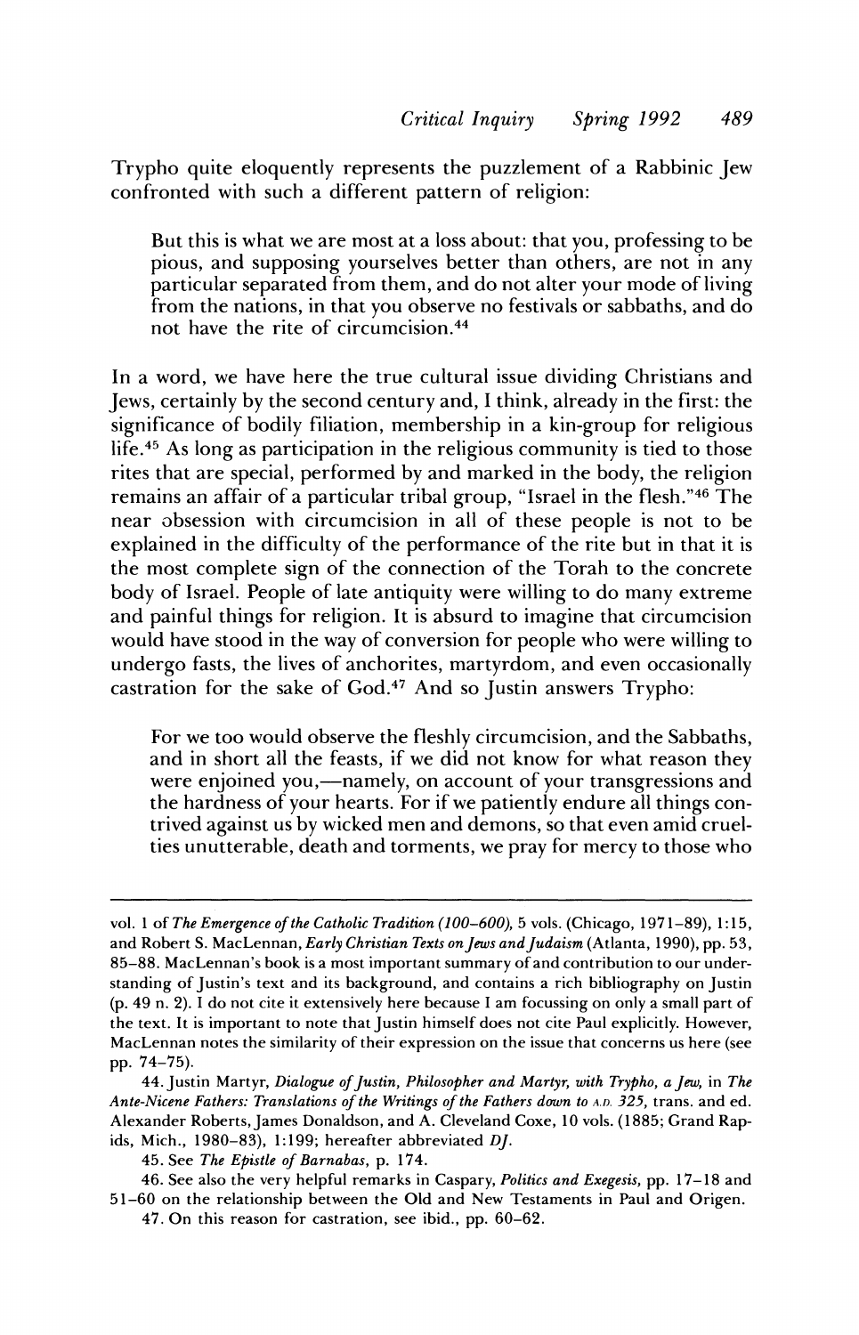Trypho quite eloquently represents the puzzlement of a Rabbinic Jew confronted with such a different pattern of religion:

> But this is what we are most at a loss about: that you, professing to be pious, and supposing yourselves better than others, are not in any particular separated from them, and do not alter your mode of living from the nations, in that you observe no festivals or sabbaths, and do not have the rite of circumcision.[44]

In a word, we have here the true cultural issue dividing Christians and Jews, certainly by the second century and, I think, already in the first: the significance of bodily filiation, membership in a kin-group for religious life.[45] As long as participation in the religious community is tied to those rites that are special, performed by and marked in the body, the religion remains an affair of a particular tribal group, "Israel in the flesh."[46] The near obsession with circumcision in all of these people is not to be explained in the difficulty of the performance of the rite but in that it is the most complete sign of the connection of the Torah to the concrete body of Israel. People of late antiquity were willing to do many extreme and painful things for religion. It is absurd to imagine that circumcision would have stood in the way of conversion for people who were willing to undergo fasts, the lives of anchorites, martyrdom, and even occasionally castration for the sake of God.[47] And so Justin answers Trypho:

> For we too would observe the fleshly circumcision, and the Sabbaths, and in short all the feasts, if we did not know for what reason they were enjoined you,—namely, on account of your transgressions and the hardness of your hearts. For if we patiently endure all things contrived against us by wicked men and demons, so that even amid cruelties unutterable, death and torments, we pray for mercy to those who

---

vol. 1 of *The Emergence of the Catholic Tradition (100–600)*, 5 vols. (Chicago, 1971–89), 1:15, and Robert S. MacLennan, *Early Christian Texts on Jews and Judaism* (Atlanta, 1990), pp. 53, 85–88. MacLennan's book is a most important summary of and contribution to our understanding of Justin's text and its background, and contains a rich bibliography on Justin (p. 49 n. 2). I do not cite it extensively here because I am focussing on only a small part of the text. It is important to note that Justin himself does not cite Paul explicitly. However, MacLennan notes the similarity of their expression on the issue that concerns us here (see pp. 74–75).

44. Justin Martyr, *Dialogue of Justin, Philosopher and Martyr, with Trypho, a Jew,* in *The Ante-Nicene Fathers: Translations of the Writings of the Fathers down to A.D. 325,* trans. and ed. Alexander Roberts, James Donaldson, and A. Cleveland Coxe, 10 vols. (1885; Grand Rapids, Mich., 1980–83), 1:199; hereafter abbreviated *DJ*.

45. See *The Epistle of Barnabas*, p. 174.

46. See also the very helpful remarks in Caspary, *Politics and Exegesis*, pp. 17–18 and 51–60 on the relationship between the Old and New Testaments in Paul and Origen.

47. On this reason for castration, see ibid., pp. 60–62.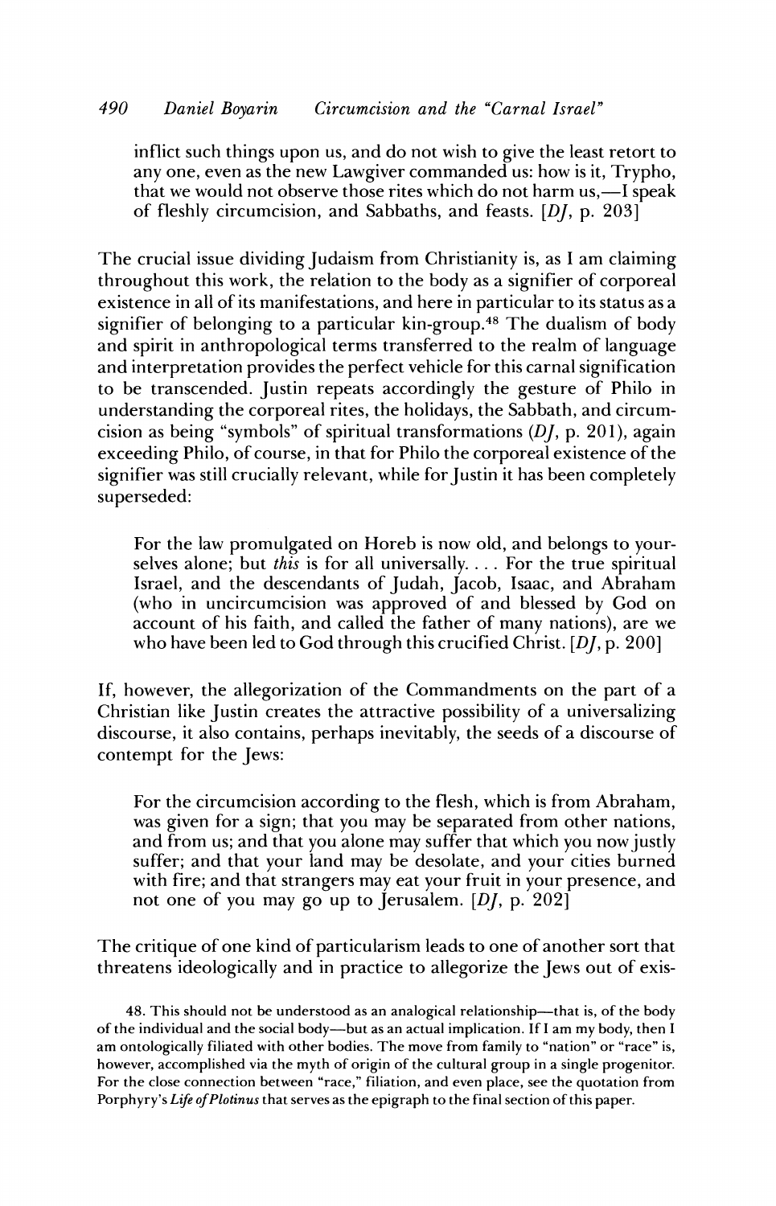inflict such things upon us, and do not wish to give the least retort to any one, even as the new Lawgiver commanded us: how is it, Trypho, that we would not observe those rites which do not harm us,—I speak of fleshly circumcision, and Sabbaths, and feasts. [*DJ*, p. 203]

The crucial issue dividing Judaism from Christianity is, as I am claiming throughout this work, the relation to the body as a signifier of corporeal existence in all of its manifestations, and here in particular to its status as a signifier of belonging to a particular kin-group.[48] The dualism of body and spirit in anthropological terms transferred to the realm of language and interpretation provides the perfect vehicle for this carnal signification to be transcended. Justin repeats accordingly the gesture of Philo in understanding the corporeal rites, the holidays, the Sabbath, and circumcision as being "symbols" of spiritual transformations (*DJ*, p. 201), again exceeding Philo, of course, in that for Philo the corporeal existence of the signifier was still crucially relevant, while for Justin it has been completely superseded:

> For the law promulgated on Horeb is now old, and belongs to yourselves alone; but *this* is for all universally. . . . For the true spiritual Israel, and the descendants of Judah, Jacob, Isaac, and Abraham (who in uncircumcision was approved of and blessed by God on account of his faith, and called the father of many nations), are we who have been led to God through this crucified Christ. [*DJ*, p. 200]

If, however, the allegorization of the Commandments on the part of a Christian like Justin creates the attractive possibility of a universalizing discourse, it also contains, perhaps inevitably, the seeds of a discourse of contempt for the Jews:

> For the circumcision according to the flesh, which is from Abraham, was given for a sign; that you may be separated from other nations, and from us; and that you alone may suffer that which you now justly suffer; and that your land may be desolate, and your cities burned with fire; and that strangers may eat your fruit in your presence, and not one of you may go up to Jerusalem. [*DJ*, p. 202]

The critique of one kind of particularism leads to one of another sort that threatens ideologically and in practice to allegorize the Jews out of exis-

48. This should not be understood as an analogical relationship—that is, of the body of the individual and the social body—but as an actual implication. If I am my body, then I am ontologically filiated with other bodies. The move from family to "nation" or "race" is, however, accomplished via the myth of origin of the cultural group in a single progenitor. For the close connection between "race," filiation, and even place, see the quotation from Porphyry's *Life of Plotinus* that serves as the epigraph to the final section of this paper.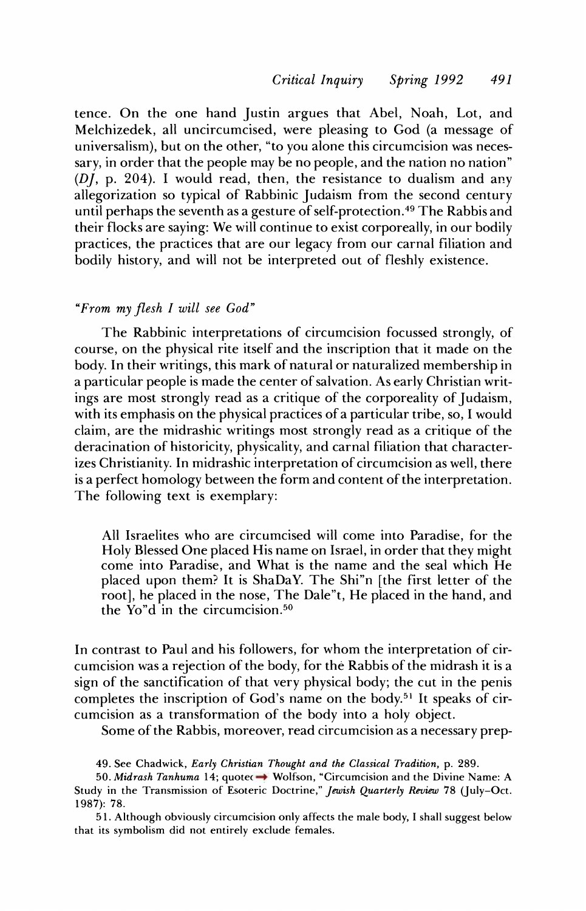tence. On the one hand Justin argues that Abel, Noah, Lot, and Melchizedek, all uncircumcised, were pleasing to God (a message of universalism), but on the other, "to you alone this circumcision was necessary, in order that the people may be no people, and the nation no nation" (*DJ*, p. 204). I would read, then, the resistance to dualism and any allegorization so typical of Rabbinic Judaism from the second century until perhaps the seventh as a gesture of self-protection.[49] The Rabbis and their flocks are saying: We will continue to exist corporeally, in our bodily practices, the practices that are our legacy from our carnal filiation and bodily history, and will not be interpreted out of fleshly existence.

### *"From my flesh I will see God"*

The Rabbinic interpretations of circumcision focussed strongly, of course, on the physical rite itself and the inscription that it made on the body. In their writings, this mark of natural or naturalized membership in a particular people is made the center of salvation. As early Christian writings are most strongly read as a critique of the corporeality of Judaism, with its emphasis on the physical practices of a particular tribe, so, I would claim, are the midrashic writings most strongly read as a critique of the deracination of historicity, physicality, and carnal filiation that characterizes Christianity. In midrashic interpretation of circumcision as well, there is a perfect homology between the form and content of the interpretation. The following text is exemplary:

> All Israelites who are circumcised will come into Paradise, for the Holy Blessed One placed His name on Israel, in order that they might come into Paradise, and What is the name and the seal which He placed upon them? It is ShaDaY. The Shi"n [the first letter of the root], he placed in the nose, The Dale"t, He placed in the hand, and the Yo"d in the circumcision.[50]

In contrast to Paul and his followers, for whom the interpretation of circumcision was a rejection of the body, for the Rabbis of the midrash it is a sign of the sanctification of that very physical body; the cut in the penis completes the inscription of God's name on the body.[51] It speaks of circumcision as a transformation of the body into a holy object.

Some of the Rabbis, moreover, read circumcision as a necessary prep-

49. See Chadwick, *Early Christian Thought and the Classical Tradition*, p. 289.

50. *Midrash Tanhuma* 14; quoted in Wolfson, "Circumcision and the Divine Name: A Study in the Transmission of Esoteric Doctrine," *Jewish Quarterly Review* 78 (July–Oct. 1987): 78.

51. Although obviously circumcision only affects the male body, I shall suggest below that its symbolism did not entirely exclude females.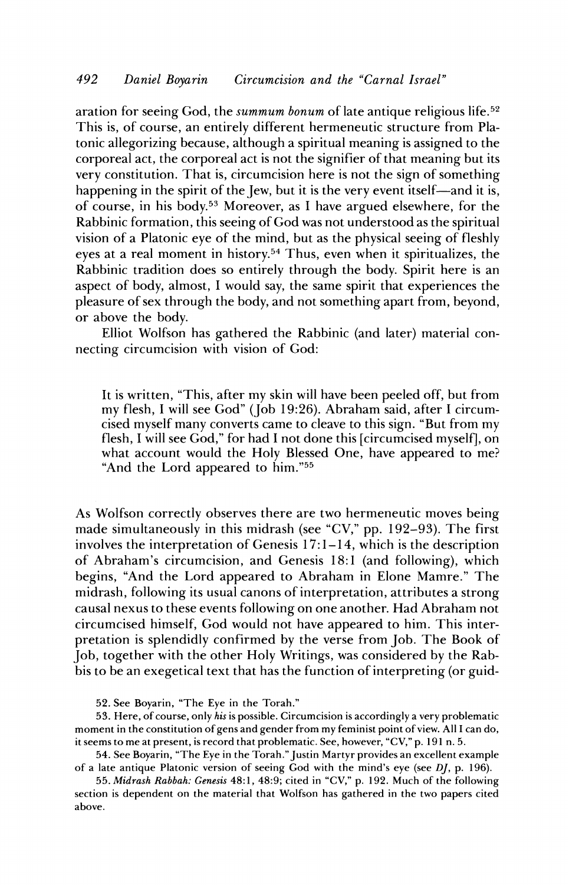aration for seeing God, the *summum bonum* of late antique religious life.[52] This is, of course, an entirely different hermeneutic structure from Platonic allegorizing because, although a spiritual meaning is assigned to the corporeal act, the corporeal act is not the signifier of that meaning but its very constitution. That is, circumcision here is not the sign of something happening in the spirit of the Jew, but it is the very event itself—and it is, of course, in his body.[53] Moreover, as I have argued elsewhere, for the Rabbinic formation, this seeing of God was not understood as the spiritual vision of a Platonic eye of the mind, but as the physical seeing of fleshly eyes at a real moment in history.[54] Thus, even when it spiritualizes, the Rabbinic tradition does so entirely through the body. Spirit here is an aspect of body, almost, I would say, the same spirit that experiences the pleasure of sex through the body, and not something apart from, beyond, or above the body.

Elliot Wolfson has gathered the Rabbinic (and later) material connecting circumcision with vision of God:

> It is written, "This, after my skin will have been peeled off, but from my flesh, I will see God" (Job 19:26). Abraham said, after I circumcised myself many converts came to cleave to this sign. "But from my flesh, I will see God," for had I not done this [circumcised myself], on what account would the Holy Blessed One, have appeared to me? "And the Lord appeared to him."[55]

As Wolfson correctly observes there are two hermeneutic moves being made simultaneously in this midrash (see "CV," pp. 192–93). The first involves the interpretation of Genesis 17:1–14, which is the description of Abraham's circumcision, and Genesis 18:1 (and following), which begins, "And the Lord appeared to Abraham in Elone Mamre." The midrash, following its usual canons of interpretation, attributes a strong causal nexus to these events following on one another. Had Abraham not circumcised himself, God would not have appeared to him. This interpretation is splendidly confirmed by the verse from Job. The Book of Job, together with the other Holy Writings, was considered by the Rabbis to be an exegetical text that has the function of interpreting (or guid-

52. See Boyarin, "The Eye in the Torah."

53. Here, of course, only *his* is possible. Circumcision is accordingly a very problematic moment in the constitution of gens and gender from my feminist point of view. All I can do, it seems to me at present, is record that problematic. See, however, "CV," p. 191 n. 5.

54. See Boyarin, "The Eye in the Torah." Justin Martyr provides an excellent example of a late antique Platonic version of seeing God with the mind's eye (see *DJ*, p. 196).

55. *Midrash Rabbah: Genesis* 48:1, 48:9; cited in "CV," p. 192. Much of the following section is dependent on the material that Wolfson has gathered in the two papers cited above.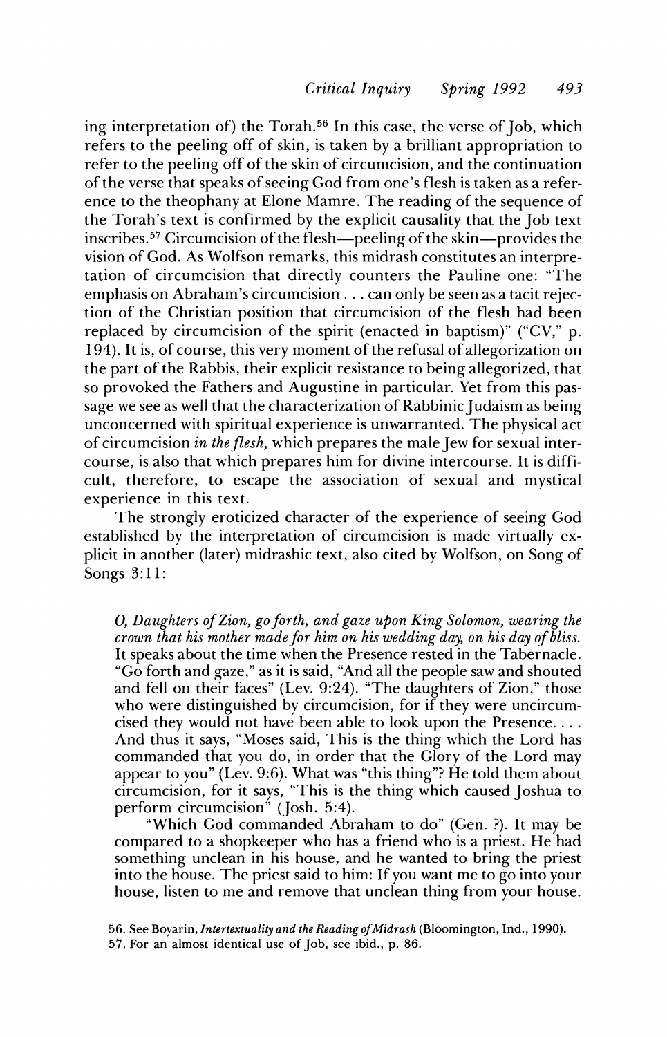ing interpretation of) the Torah.[56] In this case, the verse of Job, which refers to the peeling off of skin, is taken by a brilliant appropriation to refer to the peeling off of the skin of circumcision, and the continuation of the verse that speaks of seeing God from one's flesh is taken as a reference to the theophany at Elone Mamre. The reading of the sequence of the Torah's text is confirmed by the explicit causality that the Job text inscribes.[57] Circumcision of the flesh—peeling of the skin—provides the vision of God. As Wolfson remarks, this midrash constitutes an interpretation of circumcision that directly counters the Pauline one: "The emphasis on Abraham's circumcision . . . can only be seen as a tacit rejection of the Christian position that circumcision of the flesh had been replaced by circumcision of the spirit (enacted in baptism)" ("CV," p. 194). It is, of course, this very moment of the refusal of allegorization on the part of the Rabbis, their explicit resistance to being allegorized, that so provoked the Fathers and Augustine in particular. Yet from this passage we see as well that the characterization of Rabbinic Judaism as being unconcerned with spiritual experience is unwarranted. The physical act of circumcision *in the flesh,* which prepares the male Jew for sexual intercourse, is also that which prepares him for divine intercourse. It is difficult, therefore, to escape the association of sexual and mystical experience in this text.

The strongly eroticized character of the experience of seeing God established by the interpretation of circumcision is made virtually explicit in another (later) midrashic text, also cited by Wolfson, on Song of Songs 3:11:

> *O, Daughters of Zion, go forth, and gaze upon King Solomon, wearing the crown that his mother made for him on his wedding day, on his day of bliss.* It speaks about the time when the Presence rested in the Tabernacle. "Go forth and gaze," as it is said, "And all the people saw and shouted and fell on their faces" (Lev. 9:24). "The daughters of Zion," those who were distinguished by circumcision, for if they were uncircumcised they would not have been able to look upon the Presence. . . . And thus it says, "Moses said, This is the thing which the Lord has commanded that you do, in order that the Glory of the Lord may appear to you" (Lev. 9:6). What was "this thing"? He told them about circumcision, for it says, "This is the thing which caused Joshua to perform circumcision" (Josh. 5:4).
>
> "Which God commanded Abraham to do" (Gen. ?). It may be compared to a shopkeeper who has a friend who is a priest. He had something unclean in his house, and he wanted to bring the priest into the house. The priest said to him: If you want me to go into your house, listen to me and remove that unclean thing from your house.

56. See Boyarin, *Intertextuality and the Reading of Midrash* (Bloomington, Ind., 1990).

57. For an almost identical use of Job, see ibid., p. 86.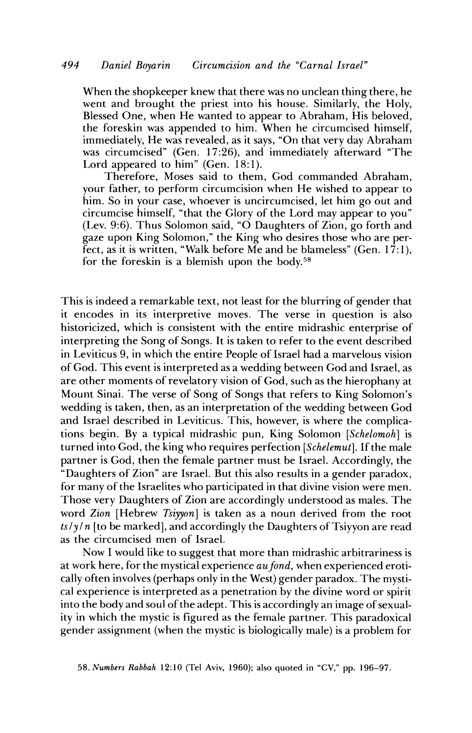> When the shopkeeper knew that there was no unclean thing there, he went and brought the priest into his house. Similarly, the Holy, Blessed One, when He wanted to appear to Abraham, His beloved, the foreskin was appended to him. When he circumcised himself, immediately, He was revealed, as it says, "On that very day Abraham was circumcised" (Gen. 17:26), and immediately afterward "The Lord appeared to him" (Gen. 18:1).
>
> Therefore, Moses said to them, God commanded Abraham, your father, to perform circumcision when He wished to appear to him. So in your case, whoever is uncircumcised, let him go out and circumcise himself, "that the Glory of the Lord may appear to you" (Lev. 9:6). Thus Solomon said, "O Daughters of Zion, go forth and gaze upon King Solomon," the King who desires those who are perfect, as it is written, "Walk before Me and be blameless" (Gen. 17:1), for the foreskin is a blemish upon the body.[58]

This is indeed a remarkable text, not least for the blurring of gender that it encodes in its interpretive moves. The verse in question is also historicized, which is consistent with the entire midrashic enterprise of interpreting the Song of Songs. It is taken to refer to the event described in Leviticus 9, in which the entire People of Israel had a marvelous vision of God. This event is interpreted as a wedding between God and Israel, as are other moments of revelatory vision of God, such as the hierophany at Mount Sinai. The verse of Song of Songs that refers to King Solomon's wedding is taken, then, as an interpretation of the wedding between God and Israel described in Leviticus. This, however, is where the complications begin. By a typical midrashic pun, King Solomon [*Schelomoh*] is turned into God, the king who requires perfection [*Schelemut*]. If the male partner is God, then the female partner must be Israel. Accordingly, the "Daughters of Zion" are Israel. But this also results in a gender paradox, for many of the Israelites who participated in that divine vision were men. Those very Daughters of Zion are accordingly understood as males. The word *Zion* [Hebrew *Tsiyyon*] is taken as a noun derived from the root *ts/y/n* [to be marked], and accordingly the Daughters of Tsiyyon are read as the circumcised men of Israel.

Now I would like to suggest that more than midrashic arbitrariness is at work here, for the mystical experience *au fond,* when experienced erotically often involves (perhaps only in the West) gender paradox. The mystical experience is interpreted as a penetration by the divine word or spirit into the body and soul of the adept. This is accordingly an image of sexuality in which the mystic is figured as the female partner. This paradoxical gender assignment (when the mystic is biologically male) is a problem for

58. *Numbers Rabbah* 12:10 (Tel Aviv, 1960); also quoted in "CV," pp. 196–97.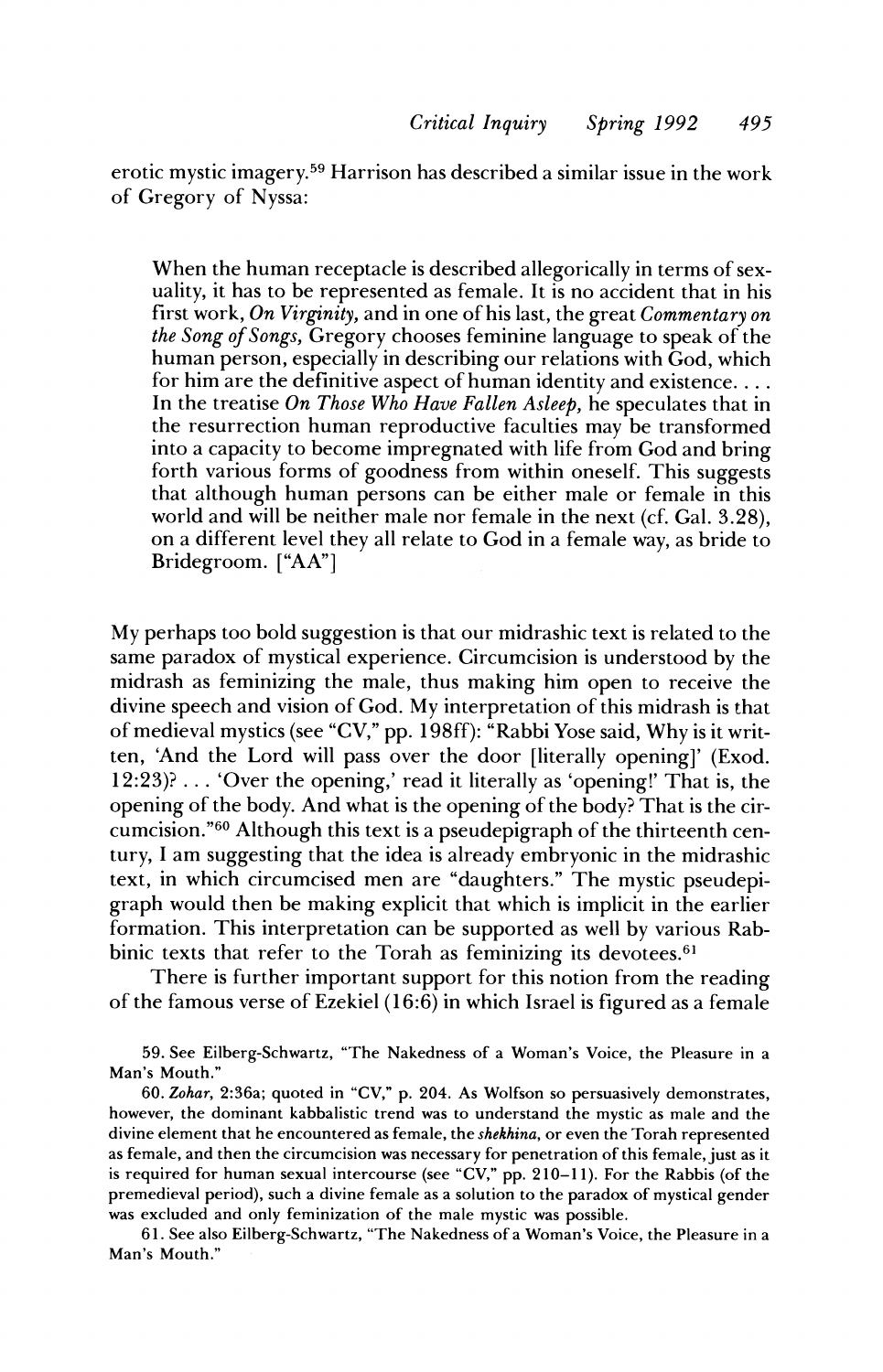erotic mystic imagery.[59] Harrison has described a similar issue in the work of Gregory of Nyssa:

> When the human receptacle is described allegorically in terms of sexuality, it has to be represented as female. It is no accident that in his first work, *On Virginity*, and in one of his last, the great *Commentary on the Song of Songs*, Gregory chooses feminine language to speak of the human person, especially in describing our relations with God, which for him are the definitive aspect of human identity and existence. . . . In the treatise *On Those Who Have Fallen Asleep*, he speculates that in the resurrection human reproductive faculties may be transformed into a capacity to become impregnated with life from God and bring forth various forms of goodness from within oneself. This suggests that although human persons can be either male or female in this world and will be neither male nor female in the next (cf. Gal. 3.28), on a different level they all relate to God in a female way, as bride to Bridegroom. ["AA"]

My perhaps too bold suggestion is that our midrashic text is related to the same paradox of mystical experience. Circumcision is understood by the midrash as feminizing the male, thus making him open to receive the divine speech and vision of God. My interpretation of this midrash is that of medieval mystics (see "CV," pp. 198ff): "Rabbi Yose said, Why is it written, 'And the Lord will pass over the door [literally opening]' (Exod. 12:23)? . . . 'Over the opening,' read it literally as 'opening!' That is, the opening of the body. And what is the opening of the body? That is the circumcision."[60] Although this text is a pseudepigraph of the thirteenth century, I am suggesting that the idea is already embryonic in the midrashic text, in which circumcised men are "daughters." The mystic pseudepigraph would then be making explicit that which is implicit in the earlier formation. This interpretation can be supported as well by various Rabbinic texts that refer to the Torah as feminizing its devotees.[61]

There is further important support for this notion from the reading of the famous verse of Ezekiel (16:6) in which Israel is figured as a female

59. See Eilberg-Schwartz, "The Nakedness of a Woman's Voice, the Pleasure in a Man's Mouth."

60. *Zohar*, 2:36a; quoted in "CV," p. 204. As Wolfson so persuasively demonstrates, however, the dominant kabbalistic trend was to understand the mystic as male and the divine element that he encountered as female, the *shekhina*, or even the Torah represented as female, and then the circumcision was necessary for penetration of this female, just as it is required for human sexual intercourse (see "CV," pp. 210–11). For the Rabbis (of the premedieval period), such a divine female as a solution to the paradox of mystical gender was excluded and only feminization of the male mystic was possible.

61. See also Eilberg-Schwartz, "The Nakedness of a Woman's Voice, the Pleasure in a Man's Mouth."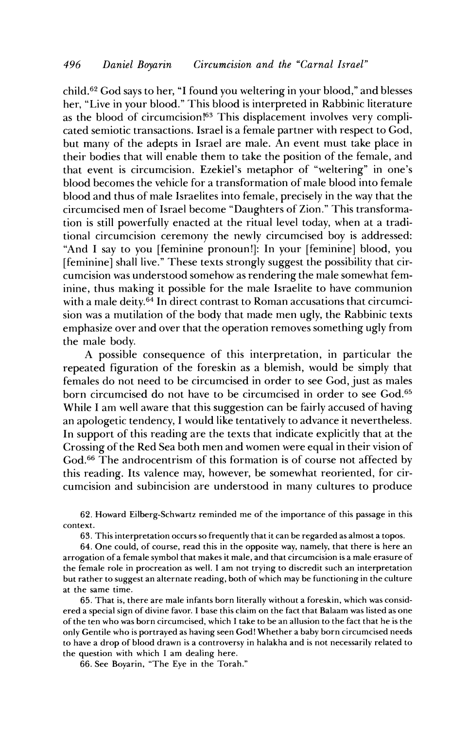child.[62] God says to her, "I found you weltering in your blood," and blesses her, "Live in your blood." This blood is interpreted in Rabbinic literature as the blood of circumcision![63] This displacement involves very complicated semiotic transactions. Israel is a female partner with respect to God, but many of the adepts in Israel are male. An event must take place in their bodies that will enable them to take the position of the female, and that event is circumcision. Ezekiel's metaphor of "weltering" in one's blood becomes the vehicle for a transformation of male blood into female blood and thus of male Israelites into female, precisely in the way that the circumcised men of Israel become "Daughters of Zion." This transformation is still powerfully enacted at the ritual level today, when at a traditional circumcision ceremony the newly circumcised boy is addressed: "And I say to you [feminine pronoun!]: In your [feminine] blood, you [feminine] shall live." These texts strongly suggest the possibility that circumcision was understood somehow as rendering the male somewhat feminine, thus making it possible for the male Israelite to have communion with a male deity.[64] In direct contrast to Roman accusations that circumcision was a mutilation of the body that made men ugly, the Rabbinic texts emphasize over and over that the operation removes something ugly from the male body.

A possible consequence of this interpretation, in particular the repeated figuration of the foreskin as a blemish, would be simply that females do not need to be circumcised in order to see God, just as males born circumcised do not have to be circumcised in order to see God.[65] While I am well aware that this suggestion can be fairly accused of having an apologetic tendency, I would like tentatively to advance it nevertheless. In support of this reading are the texts that indicate explicitly that at the Crossing of the Red Sea both men and women were equal in their vision of God.[66] The androcentrism of this formation is of course not affected by this reading. Its valence may, however, be somewhat reoriented, for circumcision and subincision are understood in many cultures to produce

62. Howard Eilberg-Schwartz reminded me of the importance of this passage in this context.

63. This interpretation occurs so frequently that it can be regarded as almost a topos.

64. One could, of course, read this in the opposite way, namely, that there is here an arrogation of a female symbol that makes it male, and that circumcision is a male erasure of the female role in procreation as well. I am not trying to discredit such an interpretation but rather to suggest an alternate reading, both of which may be functioning in the culture at the same time.

65. That is, there are male infants born literally without a foreskin, which was considered a special sign of divine favor. I base this claim on the fact that Balaam was listed as one of the ten who was born circumcised, which I take to be an allusion to the fact that he is the only Gentile who is portrayed as having seen God! Whether a baby born circumcised needs to have a drop of blood drawn is a controversy in halakha and is not necessarily related to the question with which I am dealing here.

66. See Boyarin, "The Eye in the Torah."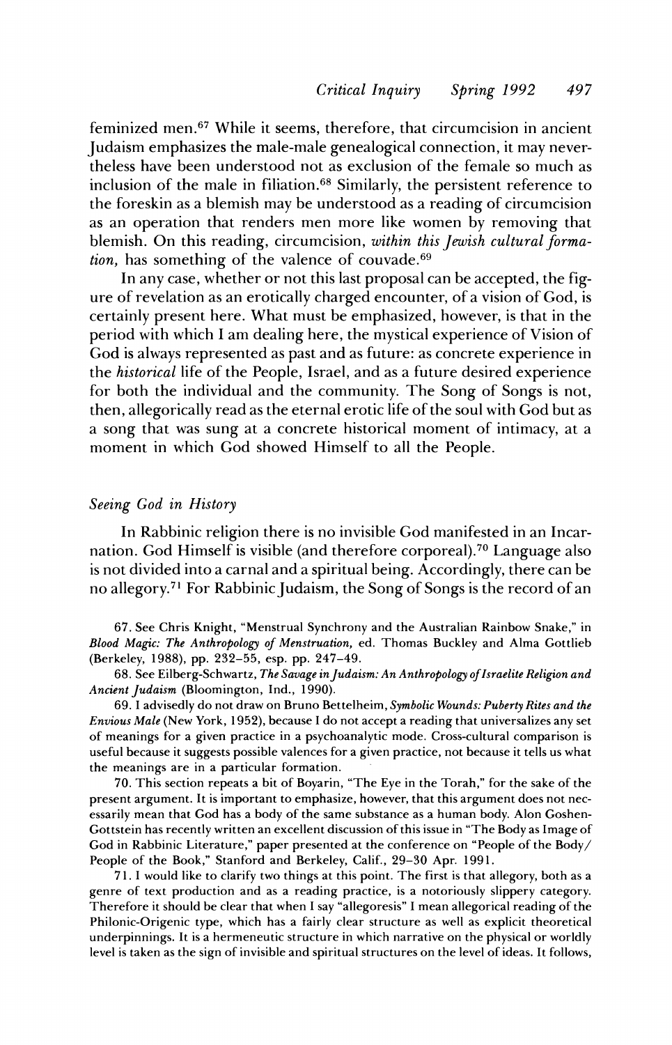feminized men.[67] While it seems, therefore, that circumcision in ancient Judaism emphasizes the male-male genealogical connection, it may nevertheless have been understood not as exclusion of the female so much as inclusion of the male in filiation.[68] Similarly, the persistent reference to the foreskin as a blemish may be understood as a reading of circumcision as an operation that renders men more like women by removing that blemish. On this reading, circumcision, *within this Jewish cultural formation,* has something of the valence of couvade.[69]

In any case, whether or not this last proposal can be accepted, the figure of revelation as an erotically charged encounter, of a vision of God, is certainly present here. What must be emphasized, however, is that in the period with which I am dealing here, the mystical experience of Vision of God is always represented as past and as future: as concrete experience in the *historical* life of the People, Israel, and as a future desired experience for both the individual and the community. The Song of Songs is not, then, allegorically read as the eternal erotic life of the soul with God but as a song that was sung at a concrete historical moment of intimacy, at a moment in which God showed Himself to all the People.

## *Seeing God in History*

In Rabbinic religion there is no invisible God manifested in an Incarnation. God Himself is visible (and therefore corporeal).[70] Language also is not divided into a carnal and a spiritual being. Accordingly, there can be no allegory.[71] For Rabbinic Judaism, the Song of Songs is the record of an

67. See Chris Knight, "Menstrual Synchrony and the Australian Rainbow Snake," in *Blood Magic: The Anthropology of Menstruation,* ed. Thomas Buckley and Alma Gottlieb (Berkeley, 1988), pp. 232–55, esp. pp. 247–49.

68. See Eilberg-Schwartz, *The Savage in Judaism: An Anthropology of Israelite Religion and Ancient Judaism* (Bloomington, Ind., 1990).

69. I advisedly do not draw on Bruno Bettelheim, *Symbolic Wounds: Puberty Rites and the Envious Male* (New York, 1952), because I do not accept a reading that universalizes any set of meanings for a given practice in a psychoanalytic mode. Cross-cultural comparison is useful because it suggests possible valences for a given practice, not because it tells us what the meanings are in a particular formation.

70. This section repeats a bit of Boyarin, "The Eye in the Torah," for the sake of the present argument. It is important to emphasize, however, that this argument does not necessarily mean that God has a body of the same substance as a human body. Alon Goshen-Gottstein has recently written an excellent discussion of this issue in "The Body as Image of God in Rabbinic Literature," paper presented at the conference on "People of the Body/People of the Book," Stanford and Berkeley, Calif., 29–30 Apr. 1991.

71. I would like to clarify two things at this point. The first is that allegory, both as a genre of text production and as a reading practice, is a notoriously slippery category. Therefore it should be clear that when I say "allegoresis" I mean allegorical reading of the Philonic-Origenic type, which has a fairly clear structure as well as explicit theoretical underpinnings. It is a hermeneutic structure in which narrative on the physical or worldly level is taken as the sign of invisible and spiritual structures on the level of ideas. It follows,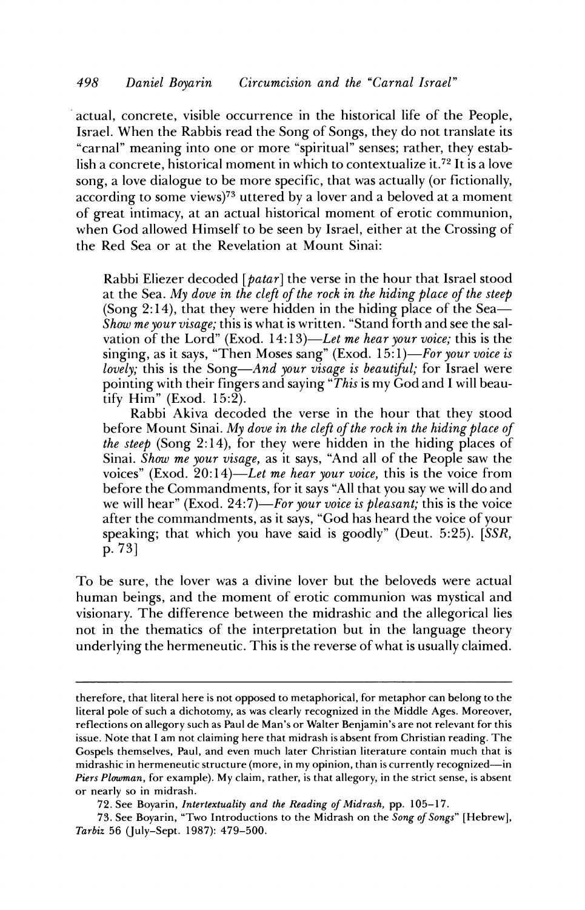actual, concrete, visible occurrence in the historical life of the People, Israel. When the Rabbis read the Song of Songs, they do not translate its "carnal" meaning into one or more "spiritual" senses; rather, they establish a concrete, historical moment in which to contextualize it.[72] It is a love song, a love dialogue to be more specific, that was actually (or fictionally, according to some views)[73] uttered by a lover and a beloved at a moment of great intimacy, at an actual historical moment of erotic communion, when God allowed Himself to be seen by Israel, either at the Crossing of the Red Sea or at the Revelation at Mount Sinai:

> Rabbi Eliezer decoded [*patar*] the verse in the hour that Israel stood at the Sea. *My dove in the cleft of the rock in the hiding place of the steep* (Song 2:14), that they were hidden in the hiding place of the Sea—*Show me your visage;* this is what is written. "Stand forth and see the salvation of the Lord" (Exod. 14:13)—*Let me hear your voice;* this is the singing, as it says, "Then Moses sang" (Exod. 15:1)—*For your voice is lovely;* this is the Song—*And your visage is beautiful;* for Israel were pointing with their fingers and saying "*This* is my God and I will beautify Him" (Exod. 15:2).
>
> Rabbi Akiva decoded the verse in the hour that they stood before Mount Sinai. *My dove in the cleft of the rock in the hiding place of the steep* (Song 2:14), for they were hidden in the hiding places of Sinai. *Show me your visage,* as it says, "And all of the People saw the voices" (Exod. 20:14)—*Let me hear your voice,* this is the voice from before the Commandments, for it says "All that you say we will do and we will hear" (Exod. 24:7)—*For your voice is pleasant;* this is the voice after the commandments, as it says, "God has heard the voice of your speaking; that which you have said is goodly" (Deut. 5:25). [*SSR*, p. 73]

To be sure, the lover was a divine lover but the beloveds were actual human beings, and the moment of erotic communion was mystical and visionary. The difference between the midrashic and the allegorical lies not in the thematics of the interpretation but in the language theory underlying the hermeneutic. This is the reverse of what is usually claimed.

---

therefore, that literal here is not opposed to metaphorical, for metaphor can belong to the literal pole of such a dichotomy, as was clearly recognized in the Middle Ages. Moreover, reflections on allegory such as Paul de Man's or Walter Benjamin's are not relevant for this issue. Note that I am not claiming here that midrash is absent from Christian reading. The Gospels themselves, Paul, and even much later Christian literature contain much that is midrashic in hermeneutic structure (more, in my opinion, than is currently recognized—in *Piers Plowman*, for example). My claim, rather, is that allegory, in the strict sense, is absent or nearly so in midrash.

72. See Boyarin, *Intertextuality and the Reading of Midrash*, pp. 105–17.

73. See Boyarin, "Two Introductions to the Midrash on the *Song of Songs*" [Hebrew], *Tarbiz* 56 (July–Sept. 1987): 479–500.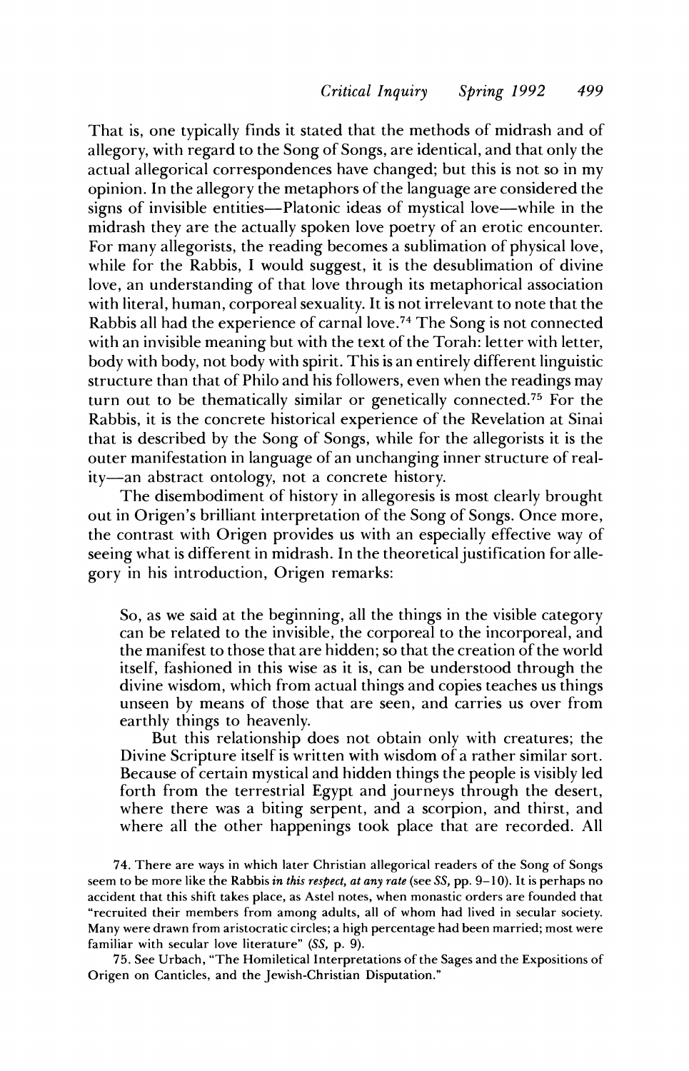That is, one typically finds it stated that the methods of midrash and of allegory, with regard to the Song of Songs, are identical, and that only the actual allegorical correspondences have changed; but this is not so in my opinion. In the allegory the metaphors of the language are considered the signs of invisible entities—Platonic ideas of mystical love—while in the midrash they are the actually spoken love poetry of an erotic encounter. For many allegorists, the reading becomes a sublimation of physical love, while for the Rabbis, I would suggest, it is the desublimation of divine love, an understanding of that love through its metaphorical association with literal, human, corporeal sexuality. It is not irrelevant to note that the Rabbis all had the experience of carnal love.[74] The Song is not connected with an invisible meaning but with the text of the Torah: letter with letter, body with body, not body with spirit. This is an entirely different linguistic structure than that of Philo and his followers, even when the readings may turn out to be thematically similar or genetically connected.[75] For the Rabbis, it is the concrete historical experience of the Revelation at Sinai that is described by the Song of Songs, while for the allegorists it is the outer manifestation in language of an unchanging inner structure of reality—an abstract ontology, not a concrete history.

The disembodiment of history in allegoresis is most clearly brought out in Origen's brilliant interpretation of the Song of Songs. Once more, the contrast with Origen provides us with an especially effective way of seeing what is different in midrash. In the theoretical justification for allegory in his introduction, Origen remarks:

> So, as we said at the beginning, all the things in the visible category can be related to the invisible, the corporeal to the incorporeal, and the manifest to those that are hidden; so that the creation of the world itself, fashioned in this wise as it is, can be understood through the divine wisdom, which from actual things and copies teaches us things unseen by means of those that are seen, and carries us over from earthly things to heavenly.
>
> But this relationship does not obtain only with creatures; the Divine Scripture itself is written with wisdom of a rather similar sort. Because of certain mystical and hidden things the people is visibly led forth from the terrestrial Egypt and journeys through the desert, where there was a biting serpent, and a scorpion, and thirst, and where all the other happenings took place that are recorded. All

74. There are ways in which later Christian allegorical readers of the Song of Songs seem to be more like the Rabbis *in this respect, at any rate* (see *SS*, pp. 9–10). It is perhaps no accident that this shift takes place, as Astel notes, when monastic orders are founded that "recruited their members from among adults, all of whom had lived in secular society. Many were drawn from aristocratic circles; a high percentage had been married; most were familiar with secular love literature" (*SS*, p. 9).

75. See Urbach, "The Homiletical Interpretations of the Sages and the Expositions of Origen on Canticles, and the Jewish-Christian Disputation."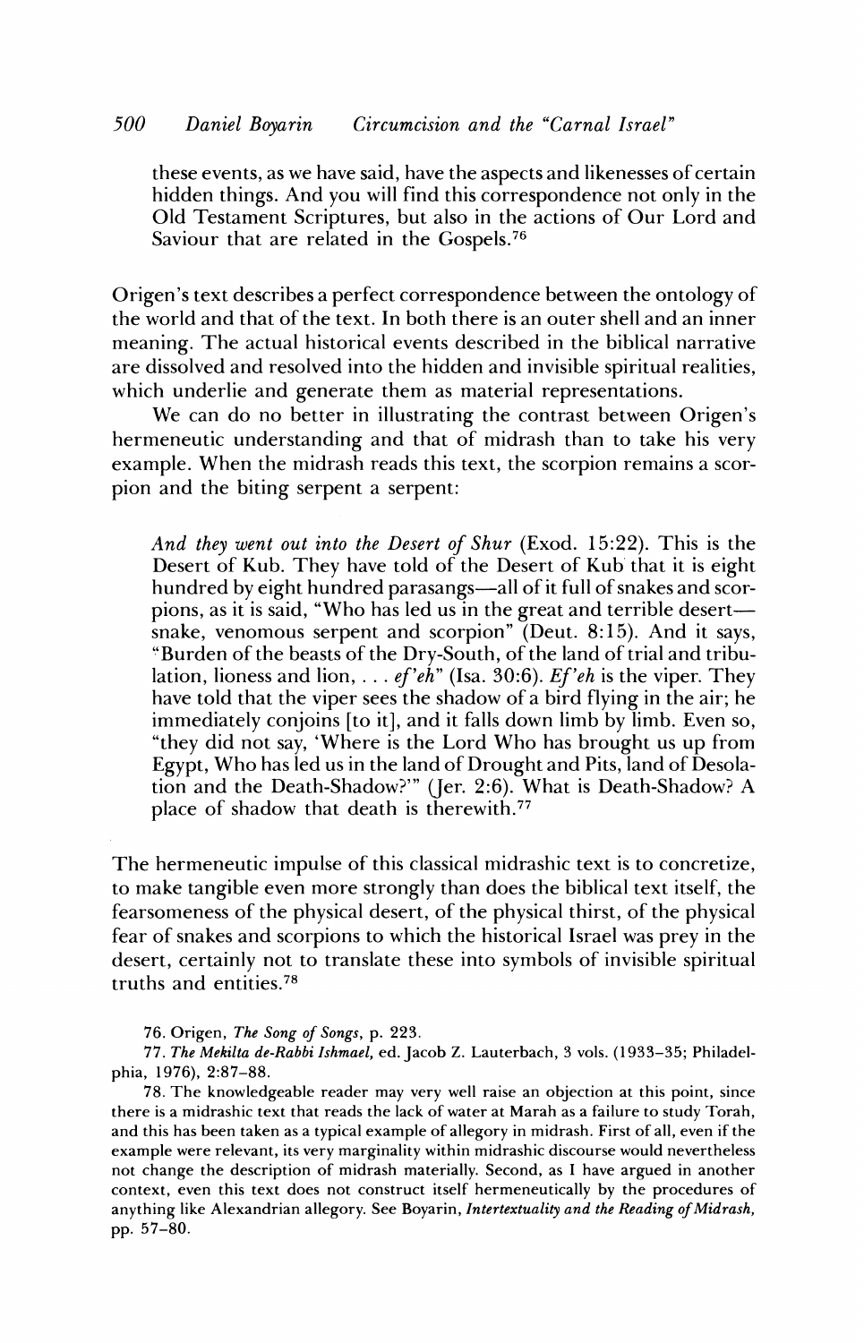> these events, as we have said, have the aspects and likenesses of certain hidden things. And you will find this correspondence not only in the Old Testament Scriptures, but also in the actions of Our Lord and Saviour that are related in the Gospels.[76]

Origen's text describes a perfect correspondence between the ontology of the world and that of the text. In both there is an outer shell and an inner meaning. The actual historical events described in the biblical narrative are dissolved and resolved into the hidden and invisible spiritual realities, which underlie and generate them as material representations.

We can do no better in illustrating the contrast between Origen's hermeneutic understanding and that of midrash than to take his very example. When the midrash reads this text, the scorpion remains a scorpion and the biting serpent a serpent:

> *And they went out into the Desert of Shur* (Exod. 15:22). This is the Desert of Kub. They have told of the Desert of Kub that it is eight hundred by eight hundred parasangs—all of it full of snakes and scorpions, as it is said, "Who has led us in the great and terrible desert—snake, venomous serpent and scorpion" (Deut. 8:15). And it says, "Burden of the beasts of the Dry-South, of the land of trial and tribulation, lioness and lion, . . . *ef'eh*" (Isa. 30:6). *Ef'eh* is the viper. They have told that the viper sees the shadow of a bird flying in the air; he immediately conjoins [to it], and it falls down limb by limb. Even so, "they did not say, 'Where is the Lord Who has brought us up from Egypt, Who has led us in the land of Drought and Pits, land of Desolation and the Death-Shadow?'" (Jer. 2:6). What is Death-Shadow? A place of shadow that death is therewith.[77]

The hermeneutic impulse of this classical midrashic text is to concretize, to make tangible even more strongly than does the biblical text itself, the fearsomeness of the physical desert, of the physical thirst, of the physical fear of snakes and scorpions to which the historical Israel was prey in the desert, certainly not to translate these into symbols of invisible spiritual truths and entities.[78]

76. Origen, *The Song of Songs*, p. 223.

77. *The Mekilta de-Rabbi Ishmael*, ed. Jacob Z. Lauterbach, 3 vols. (1933–35; Philadelphia, 1976), 2:87–88.

78. The knowledgeable reader may very well raise an objection at this point, since there is a midrashic text that reads the lack of water at Marah as a failure to study Torah, and this has been taken as a typical example of allegory in midrash. First of all, even if the example were relevant, its very marginality within midrashic discourse would nevertheless not change the description of midrash materially. Second, as I have argued in another context, even this text does not construct itself hermeneutically by the procedures of anything like Alexandrian allegory. See Boyarin, *Intertextuality and the Reading of Midrash*, pp. 57–80.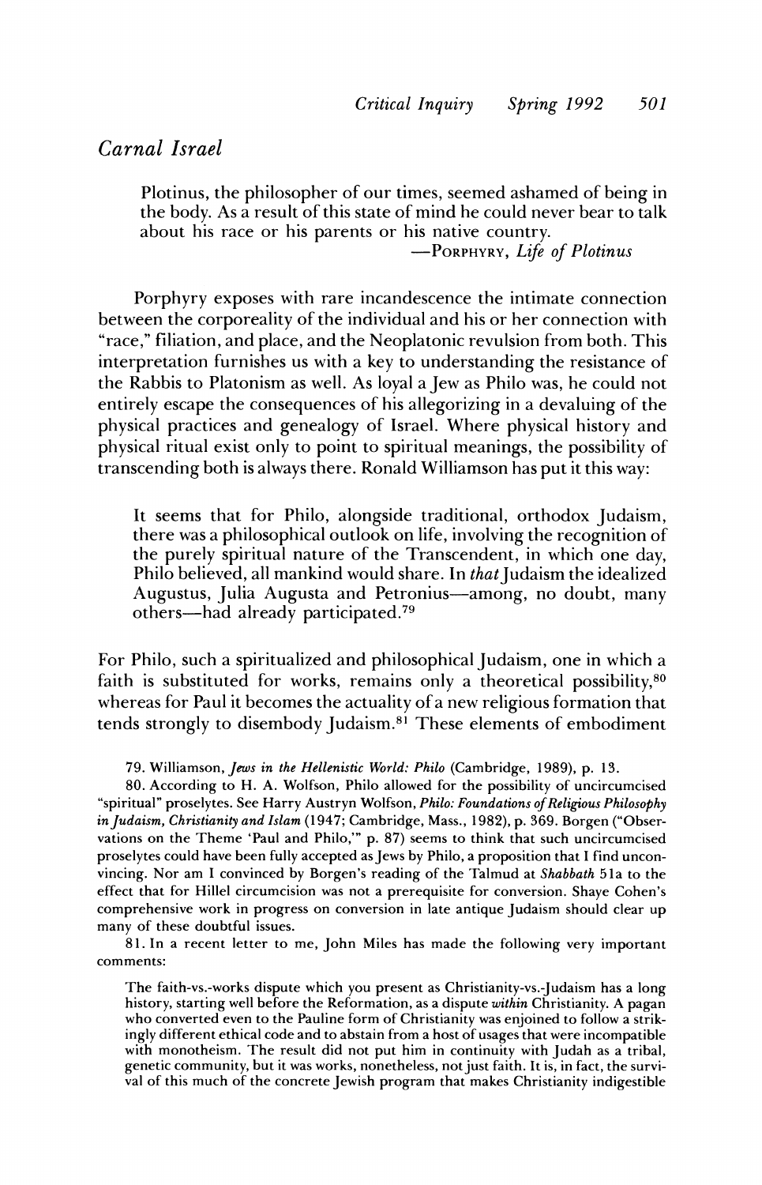Plotinus, the philosopher of our times, seemed ashamed of being in the body. As a result of this state of mind he could never bear to talk about his race or his parents or his native country.

> —Porphyry, *Life of Plotinus*

Porphyry exposes with rare incandescence the intimate connection between the corporeality of the individual and his or her connection with "race," filiation, and place, and the Neoplatonic revulsion from both. This interpretation furnishes us with a key to understanding the resistance of the Rabbis to Platonism as well. As loyal a Jew as Philo was, he could not entirely escape the consequences of his allegorizing in a devaluing of the physical practices and genealogy of Israel. Where physical history and physical ritual exist only to point to spiritual meanings, the possibility of transcending both is always there. Ronald Williamson has put it this way:

> It seems that for Philo, alongside traditional, orthodox Judaism, there was a philosophical outlook on life, involving the recognition of the purely spiritual nature of the Transcendent, in which one day, Philo believed, all mankind would share. In *that* Judaism the idealized Augustus, Julia Augusta and Petronius—among, no doubt, many others—had already participated.[79]

For Philo, such a spiritualized and philosophical Judaism, one in which a faith is substituted for works, remains only a theoretical possibility,[80] whereas for Paul it becomes the actuality of a new religious formation that tends strongly to disembody Judaism.[81] These elements of embodiment

79. Williamson, *Jews in the Hellenistic World: Philo* (Cambridge, 1989), p. 13.

80. According to H. A. Wolfson, Philo allowed for the possibility of uncircumcised "spiritual" proselytes. See Harry Austryn Wolfson, *Philo: Foundations of Religious Philosophy in Judaism, Christianity and Islam* (1947; Cambridge, Mass., 1982), p. 369. Borgen ("Observations on the Theme 'Paul and Philo,'" p. 87) seems to think that such uncircumcised proselytes could have been fully accepted as Jews by Philo, a proposition that I find unconvincing. Nor am I convinced by Borgen's reading of the Talmud at *Shabbath* 51a to the effect that for Hillel circumcision was not a prerequisite for conversion. Shaye Cohen's comprehensive work in progress on conversion in late antique Judaism should clear up many of these doubtful issues.

81. In a recent letter to me, John Miles has made the following very important comments:

> The faith-vs.-works dispute which you present as Christianity-vs.-Judaism has a long history, starting well before the Reformation, as a dispute *within* Christianity. A pagan who converted even to the Pauline form of Christianity was enjoined to follow a strikingly different ethical code and to abstain from a host of usages that were incompatible with monotheism. The result did not put him in continuity with Judah as a tribal, genetic community, but it was works, nonetheless, not just faith. It is, in fact, the survival of this much of the concrete Jewish program that makes Christianity indigestible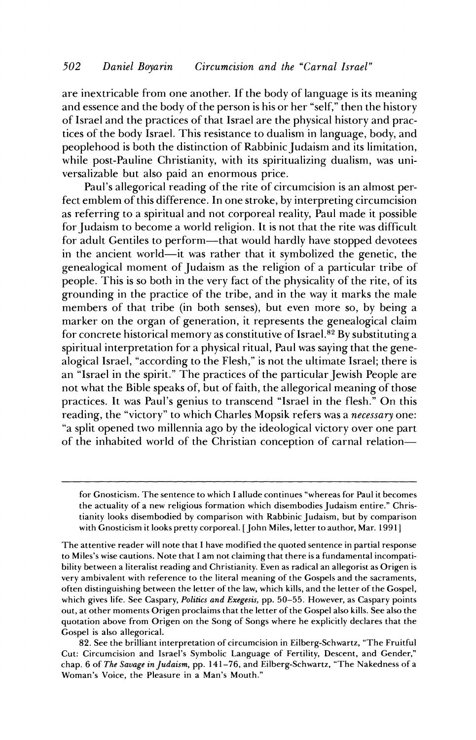are inextricable from one another. If the body of language is its meaning and essence and the body of the person is his or her "self," then the history of Israel and the practices of that Israel are the physical history and practices of the body Israel. This resistance to dualism in language, body, and peoplehood is both the distinction of Rabbinic Judaism and its limitation, while post-Pauline Christianity, with its spiritualizing dualism, was universalizable but also paid an enormous price.

Paul's allegorical reading of the rite of circumcision is an almost perfect emblem of this difference. In one stroke, by interpreting circumcision as referring to a spiritual and not corporeal reality, Paul made it possible for Judaism to become a world religion. It is not that the rite was difficult for adult Gentiles to perform—that would hardly have stopped devotees in the ancient world—it was rather that it symbolized the genetic, the genealogical moment of Judaism as the religion of a particular tribe of people. This is so both in the very fact of the physicality of the rite, of its grounding in the practice of the tribe, and in the way it marks the male members of that tribe (in both senses), but even more so, by being a marker on the organ of generation, it represents the genealogical claim for concrete historical memory as constitutive of Israel.[82] By substituting a spiritual interpretation for a physical ritual, Paul was saying that the genealogical Israel, "according to the Flesh," is not the ultimate Israel; there is an "Israel in the spirit." The practices of the particular Jewish People are not what the Bible speaks of, but of faith, the allegorical meaning of those practices. It was Paul's genius to transcend "Israel in the flesh." On this reading, the "victory" to which Charles Mopsik refers was a *necessary* one: "a split opened two millennia ago by the ideological victory over one part of the inhabited world of the Christian conception of carnal relation—

---

for Gnosticism. The sentence to which I allude continues "whereas for Paul it becomes the actuality of a new religious formation which disembodies Judaism entire." Christianity looks disembodied by comparison with Rabbinic Judaism, but by comparison with Gnosticism it looks pretty corporeal. [John Miles, letter to author, Mar. 1991]

The attentive reader will note that I have modified the quoted sentence in partial response to Miles's wise cautions. Note that I am not claiming that there is a fundamental incompatibility between a literalist reading and Christianity. Even as radical an allegorist as Origen is very ambivalent with reference to the literal meaning of the Gospels and the sacraments, often distinguishing between the letter of the law, which kills, and the letter of the Gospel, which gives life. See Caspary, *Politics and Exegesis*, pp. 50–55. However, as Caspary points out, at other moments Origen proclaims that the letter of the Gospel also kills. See also the quotation above from Origen on the Song of Songs where he explicitly declares that the Gospel is also allegorical.

82. See the brilliant interpretation of circumcision in Eilberg-Schwartz, "The Fruitful Cut: Circumcision and Israel's Symbolic Language of Fertility, Descent, and Gender," chap. 6 of *The Savage in Judaism*, pp. 141–76, and Eilberg-Schwartz, "The Nakedness of a Woman's Voice, the Pleasure in a Man's Mouth."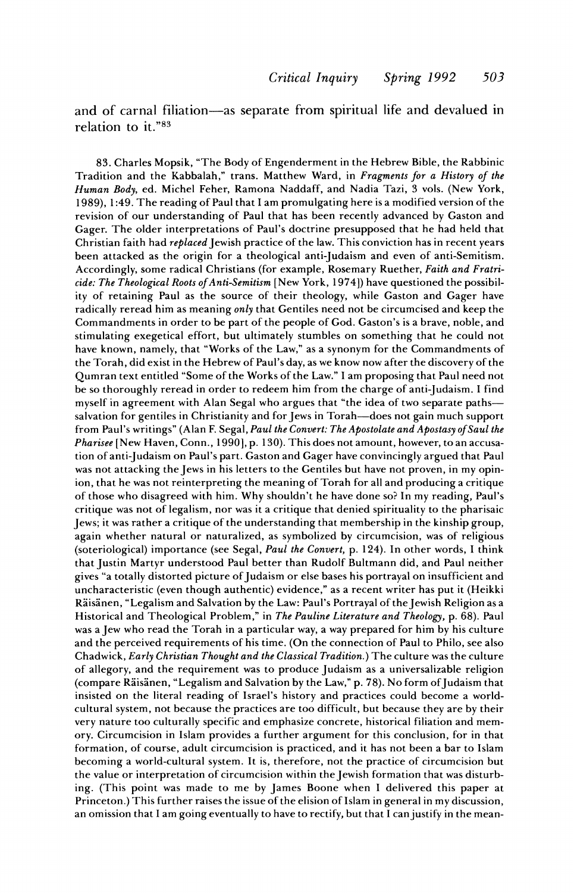and of carnal filiation—as separate from spiritual life and devalued in relation to it."[83]

83. Charles Mopsik, "The Body of Engenderment in the Hebrew Bible, the Rabbinic Tradition and the Kabbalah," trans. Matthew Ward, in *Fragments for a History of the Human Body,* ed. Michel Feher, Ramona Naddaff, and Nadia Tazi, 3 vols. (New York, 1989), 1:49. The reading of Paul that I am promulgating here is a modified version of the revision of our understanding of Paul that has been recently advanced by Gaston and Gager. The older interpretations of Paul's doctrine presupposed that he had held that Christian faith had *replaced* Jewish practice of the law. This conviction has in recent years been attacked as the origin for a theological anti-Judaism and even of anti-Semitism. Accordingly, some radical Christians (for example, Rosemary Ruether, *Faith and Fratricide: The Theological Roots of Anti-Semitism* [New York, 1974]) have questioned the possibility of retaining Paul as the source of their theology, while Gaston and Gager have radically reread him as meaning *only* that Gentiles need not be circumcised and keep the Commandments in order to be part of the people of God. Gaston's is a brave, noble, and stimulating exegetical effort, but ultimately stumbles on something that he could not have known, namely, that "Works of the Law," as a synonym for the Commandments of the Torah, did exist in the Hebrew of Paul's day, as we know now after the discovery of the Qumran text entitled "Some of the Works of the Law." I am proposing that Paul need not be so thoroughly reread in order to redeem him from the charge of anti-Judaism. I find myself in agreement with Alan Segal who argues that "the idea of two separate paths—salvation for gentiles in Christianity and for Jews in Torah—does not gain much support from Paul's writings" (Alan F. Segal, *Paul the Convert: The Apostolate and Apostasy of Saul the Pharisee* [New Haven, Conn., 1990], p. 130). This does not amount, however, to an accusation of anti-Judaism on Paul's part. Gaston and Gager have convincingly argued that Paul was not attacking the Jews in his letters to the Gentiles but have not proven, in my opinion, that he was not reinterpreting the meaning of Torah for all and producing a critique of those who disagreed with him. Why shouldn't he have done so? In my reading, Paul's critique was not of legalism, nor was it a critique that denied spirituality to the pharisaic Jews; it was rather a critique of the understanding that membership in the kinship group, again whether natural or naturalized, as symbolized by circumcision, was of religious (soteriological) importance (see Segal, *Paul the Convert,* p. 124). In other words, I think that Justin Martyr understood Paul better than Rudolf Bultmann did, and Paul neither gives "a totally distorted picture of Judaism or else bases his portrayal on insufficient and uncharacteristic (even though authentic) evidence," as a recent writer has put it (Heikki Räisänen, "Legalism and Salvation by the Law: Paul's Portrayal of the Jewish Religion as a Historical and Theological Problem," in *The Pauline Literature and Theology,* p. 68). Paul was a Jew who read the Torah in a particular way, a way prepared for him by his culture and the perceived requirements of his time. (On the connection of Paul to Philo, see also Chadwick, *Early Christian Thought and the Classical Tradition.*) The culture was the culture of allegory, and the requirement was to produce Judaism as a universalizable religion (compare Räisänen, "Legalism and Salvation by the Law," p. 78). No form of Judaism that insisted on the literal reading of Israel's history and practices could become a world-cultural system, not because the practices are too difficult, but because they are by their very nature too culturally specific and emphasize concrete, historical filiation and memory. Circumcision in Islam provides a further argument for this conclusion, for in that formation, of course, adult circumcision is practiced, and it has not been a bar to Islam becoming a world-cultural system. It is, therefore, not the practice of circumcision but the value or interpretation of circumcision within the Jewish formation that was disturbing. (This point was made to me by James Boone when I delivered this paper at Princeton.) This further raises the issue of the elision of Islam in general in my discussion, an omission that I am going eventually to have to rectify, but that I can justify in the mean-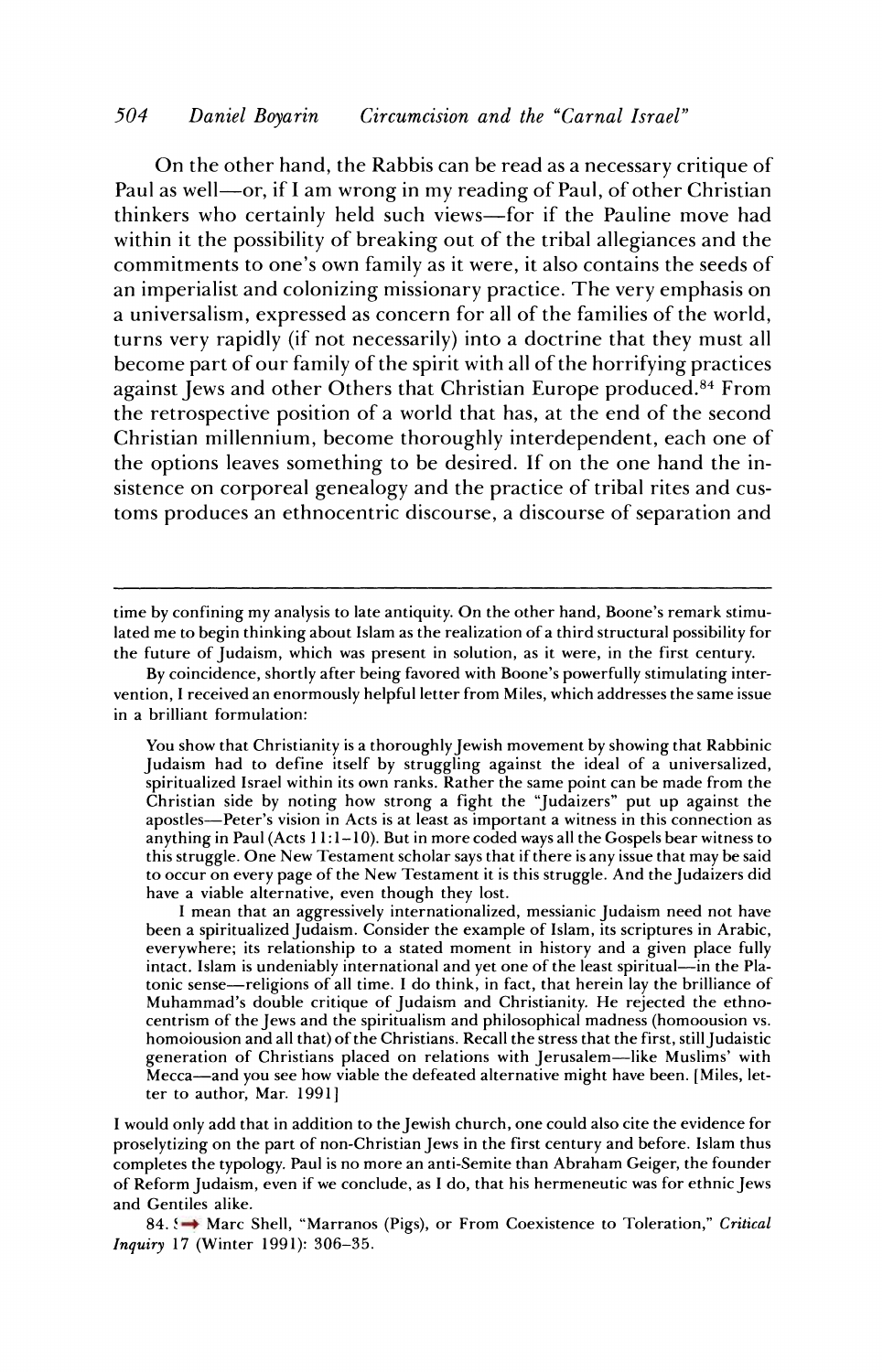On the other hand, the Rabbis can be read as a necessary critique of Paul as well—or, if I am wrong in my reading of Paul, of other Christian thinkers who certainly held such views—for if the Pauline move had within it the possibility of breaking out of the tribal allegiances and the commitments to one's own family as it were, it also contains the seeds of an imperialist and colonizing missionary practice. The very emphasis on a universalism, expressed as concern for all of the families of the world, turns very rapidly (if not necessarily) into a doctrine that they must all become part of our family of the spirit with all of the horrifying practices against Jews and other Others that Christian Europe produced.[84] From the retrospective position of a world that has, at the end of the second Christian millennium, become thoroughly interdependent, each one of the options leaves something to be desired. If on the one hand the insistence on corporeal genealogy and the practice of tribal rites and customs produces an ethnocentric discourse, a discourse of separation and

---

time by confining my analysis to late antiquity. On the other hand, Boone's remark stimulated me to begin thinking about Islam as the realization of a third structural possibility for the future of Judaism, which was present in solution, as it were, in the first century.

By coincidence, shortly after being favored with Boone's powerfully stimulating intervention, I received an enormously helpful letter from Miles, which addresses the same issue in a brilliant formulation:

> You show that Christianity is a thoroughly Jewish movement by showing that Rabbinic Judaism had to define itself by struggling against the ideal of a universalized, spiritualized Israel within its own ranks. Rather the same point can be made from the Christian side by noting how strong a fight the "Judaizers" put up against the apostles—Peter's vision in Acts is at least as important a witness in this connection as anything in Paul (Acts 11:1–10). But in more coded ways all the Gospels bear witness to this struggle. One New Testament scholar says that if there is any issue that may be said to occur on every page of the New Testament it is this struggle. And the Judaizers did have a viable alternative, even though they lost.
>
> I mean that an aggressively internationalized, messianic Judaism need not have been a spiritualized Judaism. Consider the example of Islam, its scriptures in Arabic, everywhere; its relationship to a stated moment in history and a given place fully intact. Islam is undeniably international and yet one of the least spiritual—in the Platonic sense—religions of all time. I do think, in fact, that herein lay the brilliance of Muhammad's double critique of Judaism and Christianity. He rejected the ethnocentrism of the Jews and the spiritualism and philosophical madness (homoousion vs. homoiousion and all that) of the Christians. Recall the stress that the first, still Judaistic generation of Christians placed on relations with Jerusalem—like Muslims' with Mecca—and you see how viable the defeated alternative might have been. [Miles, letter to author, Mar. 1991]

I would only add that in addition to the Jewish church, one could also cite the evidence for proselytizing on the part of non-Christian Jews in the first century and before. Islam thus completes the typology. Paul is no more an anti-Semite than Abraham Geiger, the founder of Reform Judaism, even if we conclude, as I do, that his hermeneutic was for ethnic Jews and Gentiles alike.

84. See Marc Shell, "Marranos (Pigs), or From Coexistence to Toleration," *Critical Inquiry* 17 (Winter 1991): 306–35.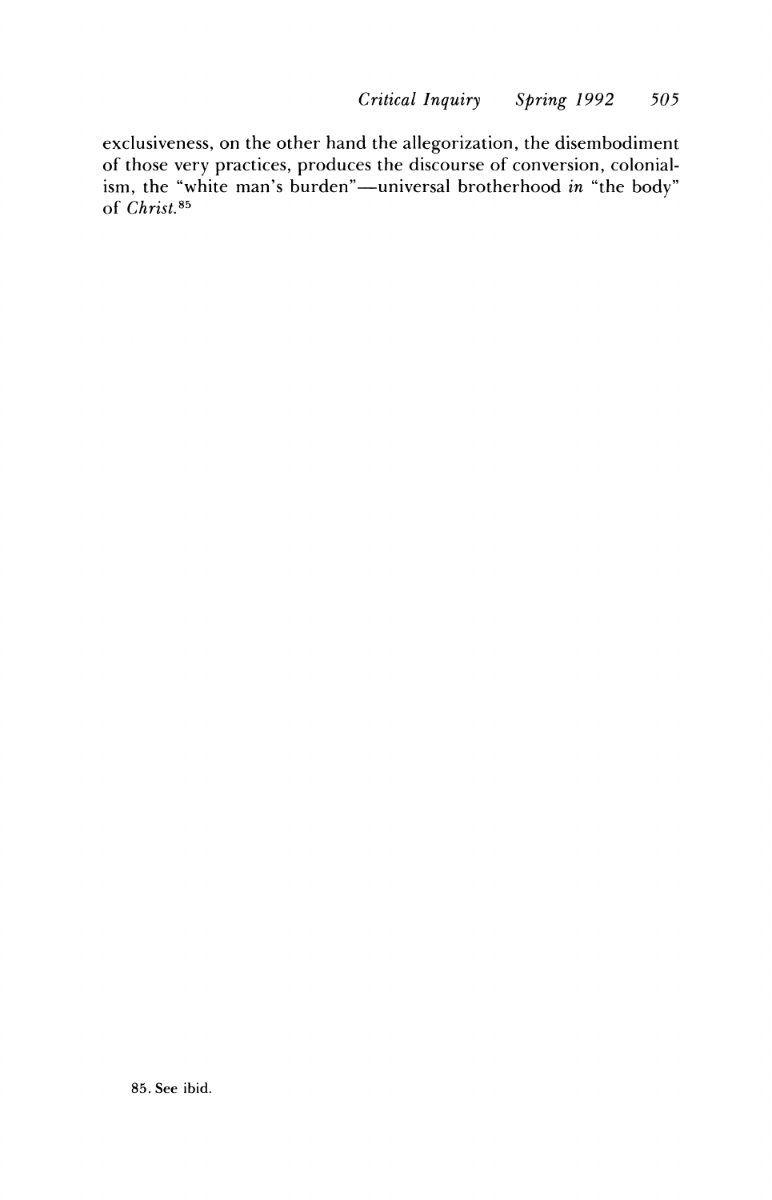exclusiveness, on the other hand the allegorization, the disembodiment of those very practices, produces the discourse of conversion, colonialism, the "white man's burden"—universal brotherhood *in* "the body" of *Christ.*[85]

85. See ibid.